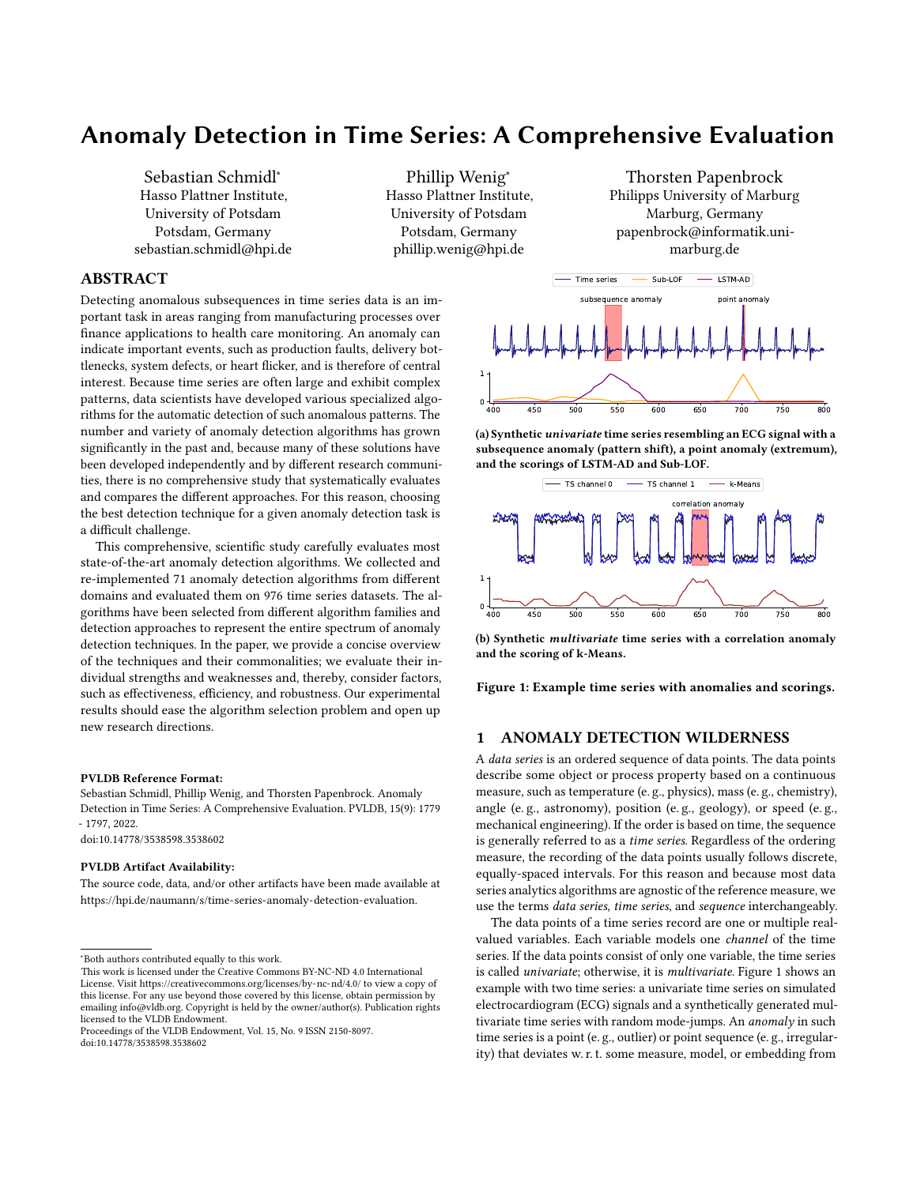# Anomaly Detection in Time Series: A Comprehensive Evaluation

Sebastian Schmidl*
Hasso Plattner Institute,
University of Potsdam
Potsdam, Germany
sebastian.schmidl@hpi.de

Phillip Wenig*
Hasso Plattner Institute,
University of Potsdam
Potsdam, Germany
phillip.wenig@hpi.de

Thorsten Papenbrock
Philipps University of Marburg
Marburg, Germany
papenbrock@informatik.uni-marburg.de

## ABSTRACT

Detecting anomalous subsequences in time series data is an important task in areas ranging from manufacturing processes over finance applications to health care monitoring. An anomaly can indicate important events, such as production faults, delivery bottlenecks, system defects, or heart flicker, and is therefore of central interest. Because time series are often large and exhibit complex patterns, data scientists have developed various specialized algorithms for the automatic detection of such anomalous patterns. The number and variety of anomaly detection algorithms has grown significantly in the past and, because many of these solutions have been developed independently and by different research communities, there is no comprehensive study that systematically evaluates and compares the different approaches. For this reason, choosing the best detection technique for a given anomaly detection task is a difficult challenge.

This comprehensive, scientific study carefully evaluates most state-of-the-art anomaly detection algorithms. We collected and re-implemented 71 anomaly detection algorithms from different domains and evaluated them on 976 time series datasets. The algorithms have been selected from different algorithm families and detection approaches to represent the entire spectrum of anomaly detection techniques. In the paper, we provide a concise overview of the techniques and their commonalities; we evaluate their individual strengths and weaknesses and, thereby, consider factors, such as effectiveness, efficiency, and robustness. Our experimental results should ease the algorithm selection problem and open up new research directions.

**PVLDB Reference Format:**
Sebastian Schmidl, Phillip Wenig, and Thorsten Papenbrock. Anomaly Detection in Time Series: A Comprehensive Evaluation. PVLDB, 15(9): 1779 - 1797, 2022.
doi:10.14778/3538598.3538602

**PVLDB Artifact Availability:**
The source code, data, and/or other artifacts have been made available at https://hpi.de/naumann/s/time-series-anomaly-detection-evaluation.

*Both authors contributed equally to this work.
This work is licensed under the Creative Commons BY-NC-ND 4.0 International License. Visit https://creativecommons.org/licenses/by-nc-nd/4.0/ to view a copy of this license. For any use beyond those covered by this license, obtain permission by emailing info@vldb.org. Copyright is held by the owner/author(s). Publication rights licensed to the VLDB Endowment.
Proceedings of the VLDB Endowment, Vol. 15, No. 9 ISSN 2150-8097.
doi:10.14778/3538598.3538602

**(a) Synthetic *univariate* time series resembling an ECG signal with a subsequence anomaly (pattern shift), a point anomaly (extremum), and the scorings of LSTM-AD and Sub-LOF.**

**(b) Synthetic *multivariate* time series with a correlation anomaly and the scoring of k-Means.**

**Figure 1: Example time series with anomalies and scorings.**

## 1 ANOMALY DETECTION WILDERNESS

A *data series* is an ordered sequence of data points. The data points describe some object or process property based on a continuous measure, such as temperature (e. g., physics), mass (e. g., chemistry), angle (e. g., astronomy), position (e. g., geology), or speed (e. g., mechanical engineering). If the order is based on time, the sequence is generally referred to as a *time series*. Regardless of the ordering measure, the recording of the data points usually follows discrete, equally-spaced intervals. For this reason and because most data series analytics algorithms are agnostic of the reference measure, we use the terms *data series*, *time series*, and *sequence* interchangeably.

The data points of a time series record are one or multiple real-valued variables. Each variable models one *channel* of the time series. If the data points consist of only one variable, the time series is called *univariate*; otherwise, it is *multivariate*. Figure 1 shows an example with two time series: a univariate time series on simulated electrocardiogram (ECG) signals and a synthetically generated multivariate time series with random mode-jumps. An *anomaly* in such time series is a point (e. g., outlier) or point sequence (e. g., irregularity) that deviates w. r. t. some measure, model, or embedding from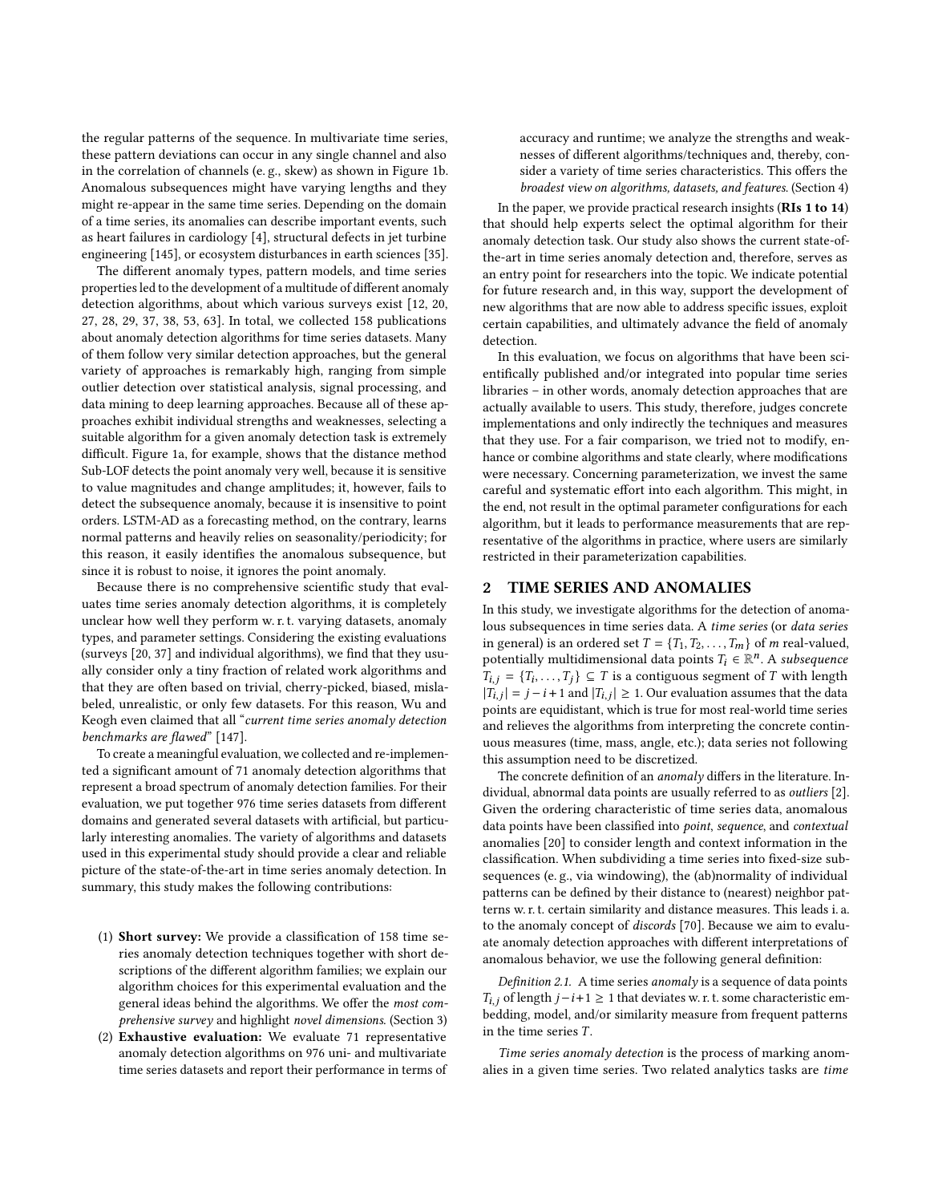the regular patterns of the sequence. In multivariate time series, these pattern deviations can occur in any single channel and also in the correlation of channels (e. g., skew) as shown in Figure 1b. Anomalous subsequences might have varying lengths and they might re-appear in the same time series. Depending on the domain of a time series, its anomalies can describe important events, such as heart failures in cardiology [4], structural defects in jet turbine engineering [145], or ecosystem disturbances in earth sciences [35].

The different anomaly types, pattern models, and time series properties led to the development of a multitude of different anomaly detection algorithms, about which various surveys exist [12, 20, 27, 28, 29, 37, 38, 53, 63]. In total, we collected 158 publications about anomaly detection algorithms for time series datasets. Many of them follow very similar detection approaches, but the general variety of approaches is remarkably high, ranging from simple outlier detection over statistical analysis, signal processing, and data mining to deep learning approaches. Because all of these approaches exhibit individual strengths and weaknesses, selecting a suitable algorithm for a given anomaly detection task is extremely difficult. Figure 1a, for example, shows that the distance method Sub-LOF detects the point anomaly very well, because it is sensitive to value magnitudes and change amplitudes; it, however, fails to detect the subsequence anomaly, because it is insensitive to point orders. LSTM-AD as a forecasting method, on the contrary, learns normal patterns and heavily relies on seasonality/periodicity; for this reason, it easily identifies the anomalous subsequence, but since it is robust to noise, it ignores the point anomaly.

Because there is no comprehensive scientific study that evaluates time series anomaly detection algorithms, it is completely unclear how well they perform w. r. t. varying datasets, anomaly types, and parameter settings. Considering the existing evaluations (surveys [20, 37] and individual algorithms), we find that they usually consider only a tiny fraction of related work algorithms and that they are often based on trivial, cherry-picked, biased, mislabeled, unrealistic, or only few datasets. For this reason, Wu and Keogh even claimed that all "*current time series anomaly detection benchmarks are flawed*" [147].

To create a meaningful evaluation, we collected and re-implemented a significant amount of 71 anomaly detection algorithms that represent a broad spectrum of anomaly detection families. For their evaluation, we put together 976 time series datasets from different domains and generated several datasets with artificial, but particularly interesting anomalies. The variety of algorithms and datasets used in this experimental study should provide a clear and reliable picture of the state-of-the-art in time series anomaly detection. In summary, this study makes the following contributions:

(1) **Short survey:** We provide a classification of 158 time series anomaly detection techniques together with short descriptions of the different algorithm families; we explain our algorithm choices for this experimental evaluation and the general ideas behind the algorithms. We offer the *most comprehensive survey* and highlight *novel dimensions*. (Section 3)
(2) **Exhaustive evaluation:** We evaluate 71 representative anomaly detection algorithms on 976 uni- and multivariate time series datasets and report their performance in terms of accuracy and runtime; we analyze the strengths and weaknesses of different algorithms/techniques and, thereby, consider a variety of time series characteristics. This offers the *broadest view on algorithms, datasets, and features*. (Section 4)

In the paper, we provide practical research insights (**RIs 1 to 14**) that should help experts select the optimal algorithm for their anomaly detection task. Our study also shows the current state-of-the-art in time series anomaly detection and, therefore, serves as an entry point for researchers into the topic. We indicate potential for future research and, in this way, support the development of new algorithms that are now able to address specific issues, exploit certain capabilities, and ultimately advance the field of anomaly detection.

In this evaluation, we focus on algorithms that have been scientifically published and/or integrated into popular time series libraries – in other words, anomaly detection approaches that are actually available to users. This study, therefore, judges concrete implementations and only indirectly the techniques and measures that they use. For a fair comparison, we tried not to modify, enhance or combine algorithms and state clearly, where modifications were necessary. Concerning parameterization, we invest the same careful and systematic effort into each algorithm. This might, in the end, not result in the optimal parameter configurations for each algorithm, but it leads to performance measurements that are representative of the algorithms in practice, where users are similarly restricted in their parameterization capabilities.

## 2 TIME SERIES AND ANOMALIES

In this study, we investigate algorithms for the detection of anomalous subsequences in time series data. A *time series* (or *data series* in general) is an ordered set $T = \{T_1, T_2, \dots, T_m\}$ of $m$ real-valued, potentially multidimensional data points $T_i \in \mathbb{R}^n$. A *subsequence* $T_{i,j} = \{T_i, \dots, T_j\} \subseteq T$ is a contiguous segment of $T$ with length $|T_{i,j}| = j - i + 1$ and $|T_{i,j}| \geq 1$. Our evaluation assumes that the data points are equidistant, which is true for most real-world time series and relieves the algorithms from interpreting the concrete continuous measures (time, mass, angle, etc.); data series not following this assumption need to be discretized.

The concrete definition of an *anomaly* differs in the literature. Individual, abnormal data points are usually referred to as *outliers* [2]. Given the ordering characteristic of time series data, anomalous data points have been classified into *point*, *sequence*, and *contextual* anomalies [20] to consider length and context information in the classification. When subdividing a time series into fixed-size subsequences (e. g., via windowing), the (ab)normality of individual patterns can be defined by their distance to (nearest) neighbor patterns w. r. t. certain similarity and distance measures. This leads i. a. to the anomaly concept of *discords* [70]. Because we aim to evaluate anomaly detection approaches with different interpretations of anomalous behavior, we use the following general definition:

*Definition 2.1.* A time series *anomaly* is a sequence of data points $T_{i,j}$ of length $j - i + 1 \geq 1$ that deviates w. r. t. some characteristic embedding, model, and/or similarity measure from frequent patterns in the time series $T$.

*Time series anomaly detection* is the process of marking anomalies in a given time series. Two related analytics tasks are *time*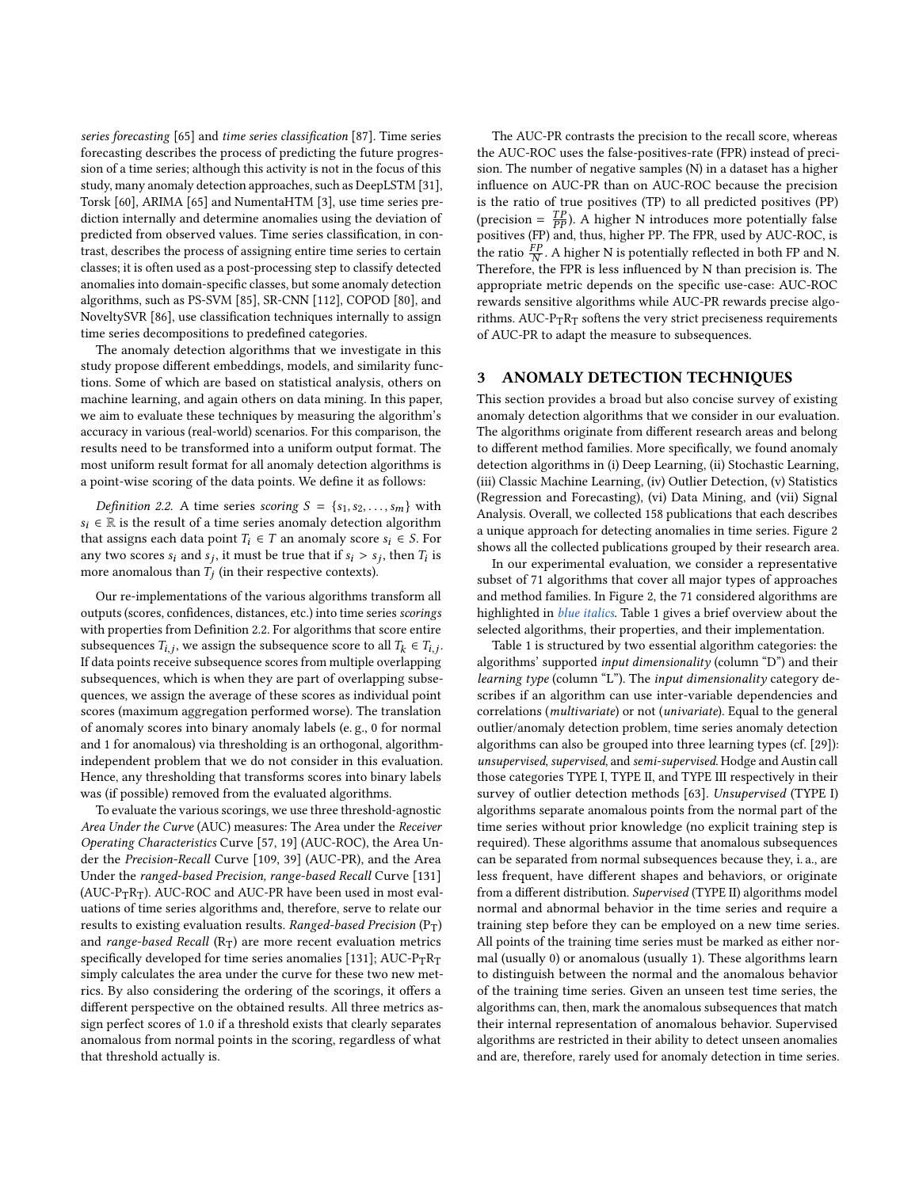*series forecasting* [65] and *time series classification* [87]. Time series forecasting describes the process of predicting the future progression of a time series; although this activity is not in the focus of this study, many anomaly detection approaches, such as DeepLSTM [31], Torsk [60], ARIMA [65] and NumentaHTM [3], use time series prediction internally and determine anomalies using the deviation of predicted from observed values. Time series classification, in contrast, describes the process of assigning entire time series to certain classes; it is often used as a post-processing step to classify detected anomalies into domain-specific classes, but some anomaly detection algorithms, such as PS-SVM [85], SR-CNN [112], COPOD [80], and NoveltySVR [86], use classification techniques internally to assign time series decompositions to predefined categories.

The anomaly detection algorithms that we investigate in this study propose different embeddings, models, and similarity functions. Some of which are based on statistical analysis, others on machine learning, and again others on data mining. In this paper, we aim to evaluate these techniques by measuring the algorithm's accuracy in various (real-world) scenarios. For this comparison, the results need to be transformed into a uniform output format. The most uniform result format for all anomaly detection algorithms is a point-wise scoring of the data points. We define it as follows:

*Definition 2.2.* A time series *scoring* $S = \{s_1, s_2, \ldots, s_m\}$ with $s_i \in \mathbb{R}$ is the result of a time series anomaly detection algorithm that assigns each data point $T_i \in T$ an anomaly score $s_i \in S$. For any two scores $s_i$ and $s_j$, it must be true that if $s_i > s_j$, then $T_i$ is more anomalous than $T_j$ (in their respective contexts).

Our re-implementations of the various algorithms transform all outputs (scores, confidences, distances, etc.) into time series *scorings* with properties from Definition 2.2. For algorithms that score entire subsequences $T_{i,j}$, we assign the subsequence score to all $T_k \in T_{i,j}$. If data points receive subsequence scores from multiple overlapping subsequences, which is when they are part of overlapping subsequences, we assign the average of these scores as individual point scores (maximum aggregation performed worse). The translation of anomaly scores into binary anomaly labels (e. g., 0 for normal and 1 for anomalous) via thresholding is an orthogonal, algorithm-independent problem that we do not consider in this evaluation. Hence, any thresholding that transforms scores into binary labels was (if possible) removed from the evaluated algorithms.

To evaluate the various scorings, we use three threshold-agnostic *Area Under the Curve* (AUC) measures: The Area under the *Receiver Operating Characteristics* Curve [57, 19] (AUC-ROC), the Area Under the *Precision-Recall* Curve [109, 39] (AUC-PR), and the Area Under the *ranged-based Precision, range-based Recall* Curve [131] (AUC-$P_T R_T$). AUC-ROC and AUC-PR have been used in most evaluations of time series algorithms and, therefore, serve to relate our results to existing evaluation results. *Ranged-based Precision* ($P_T$) and *range-based Recall* ($R_T$) are more recent evaluation metrics specifically developed for time series anomalies [131]; AUC-$P_T R_T$ simply calculates the area under the curve for these two new metrics. By also considering the ordering of the scorings, it offers a different perspective on the obtained results. All three metrics assign perfect scores of 1.0 if a threshold exists that clearly separates anomalous from normal points in the scoring, regardless of what that threshold actually is.

The AUC-PR contrasts the precision to the recall score, whereas the AUC-ROC uses the false-positives-rate (FPR) instead of precision. The number of negative samples (N) in a dataset has a higher influence on AUC-PR than on AUC-ROC because the precision is the ratio of true positives (TP) to all predicted positives (PP) (precision = $\frac{TP}{PP}$). A higher N introduces more potentially false positives (FP) and, thus, higher PP. The FPR, used by AUC-ROC, is the ratio $\frac{FP}{N}$. A higher N is potentially reflected in both FP and N. Therefore, the FPR is less influenced by N than precision is. The appropriate metric depends on the specific use-case: AUC-ROC rewards sensitive algorithms while AUC-PR rewards precise algorithms. AUC-$P_T R_T$ softens the very strict preciseness requirements of AUC-PR to adapt the measure to subsequences.

## 3 ANOMALY DETECTION TECHNIQUES

This section provides a broad but also concise survey of existing anomaly detection algorithms that we consider in our evaluation. The algorithms originate from different research areas and belong to different method families. More specifically, we found anomaly detection algorithms in (i) Deep Learning, (ii) Stochastic Learning, (iii) Classic Machine Learning, (iv) Outlier Detection, (v) Statistics (Regression and Forecasting), (vi) Data Mining, and (vii) Signal Analysis. Overall, we collected 158 publications that each describes a unique approach for detecting anomalies in time series. Figure 2 shows all the collected publications grouped by their research area.

In our experimental evaluation, we consider a representative subset of 71 algorithms that cover all major types of approaches and method families. In Figure 2, the 71 considered algorithms are highlighted in *blue italics*. Table 1 gives a brief overview about the selected algorithms, their properties, and their implementation.

Table 1 is structured by two essential algorithm categories: the algorithms' supported *input dimensionality* (column "D") and their *learning type* (column "L"). The *input dimensionality* category describes if an algorithm can use inter-variable dependencies and correlations (*multivariate*) or not (*univariate*). Equal to the general outlier/anomaly detection problem, time series anomaly detection algorithms can also be grouped into three learning types (cf. [29]): *unsupervised*, *supervised*, and *semi-supervised*. Hodge and Austin call those categories TYPE I, TYPE II, and TYPE III respectively in their survey of outlier detection methods [63]. *Unsupervised* (TYPE I) algorithms separate anomalous points from the normal part of the time series without prior knowledge (no explicit training step is required). These algorithms assume that anomalous subsequences can be separated from normal subsequences because they, i. a., are less frequent, have different shapes and behaviors, or originate from a different distribution. *Supervised* (TYPE II) algorithms model normal and abnormal behavior in the time series and require a training step before they can be employed on a new time series. All points of the training time series must be marked as either normal (usually 0) or anomalous (usually 1). These algorithms learn to distinguish between the normal and the anomalous behavior of the training time series. Given an unseen test time series, the algorithms can, then, mark the anomalous subsequences that match their internal representation of anomalous behavior. Supervised algorithms are restricted in their ability to detect unseen anomalies and are, therefore, rarely used for anomaly detection in time series.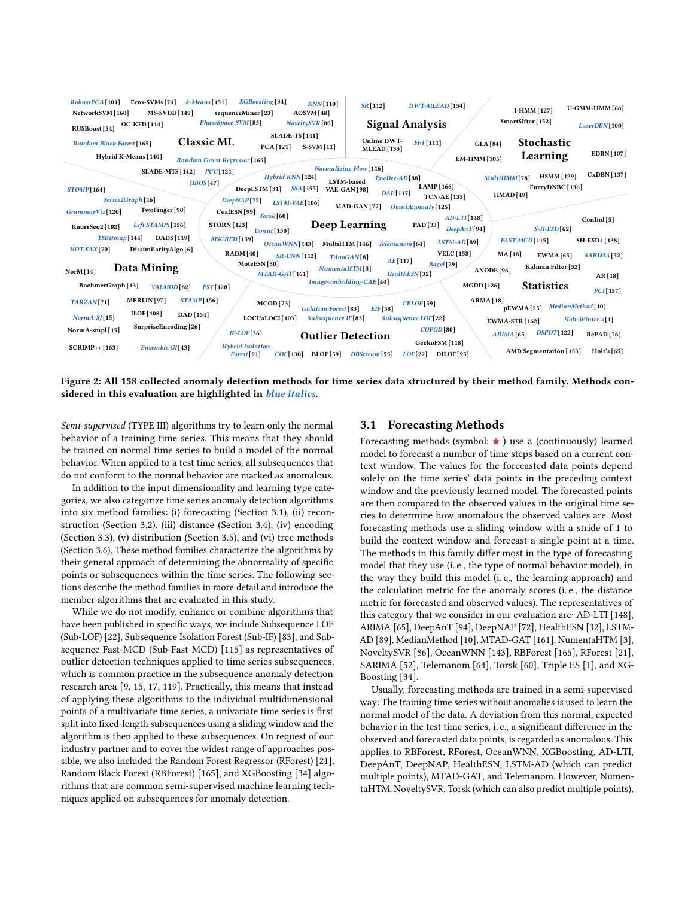**Figure 2: All 158 collected anomaly detection methods for time series data structured by their method family. Methods considered in this evaluation are highlighted in *blue italics*.**

*Semi-supervised* (TYPE III) algorithms try to learn only the normal behavior of a training time series. This means that they should be trained on normal time series to build a model of the normal behavior. When applied to a test time series, all subsequences that do not conform to the normal behavior are marked as anomalous.

In addition to the input dimensionality and learning type categories, we also categorize time series anomaly detection algorithms into six method families: (i) forecasting (Section 3.1), (ii) reconstruction (Section 3.2), (iii) distance (Section 3.4), (iv) encoding (Section 3.3), (v) distribution (Section 3.5), and (vi) tree methods (Section 3.6). These method families characterize the algorithms by their general approach of determining the abnormality of specific points or subsequences within the time series. The following sections describe the method families in more detail and introduce the member algorithms that are evaluated in this study.

While we do not modify, enhance or combine algorithms that have been published in specific ways, we include Subsequence LOF (Sub-LOF) [22], Subsequence Isolation Forest (Sub-IF) [83], and Subsequence Fast-MCD (Sub-Fast-MCD) [115] as representatives of outlier detection techniques applied to time series subsequences, which is common practice in the subsequence anomaly detection research area [9, 15, 17, 119]. Practically, this means that instead of applying these algorithms to the individual multidimensional points of a multivariate time series, a univariate time series is first split into fixed-length subsequences using a sliding window and the algorithm is then applied to these subsequences. On request of our industry partner and to cover the widest range of approaches possible, we also included the Random Forest Regressor (RForest) [21], Random Black Forest (RBForest) [165], and XGBoosting [34] algorithms that are common semi-supervised machine learning techniques applied on subsequences for anomaly detection.

## 3.1 Forecasting Methods

Forecasting methods (symbol: ★ ) use a (continuously) learned model to forecast a number of time steps based on a current context window. The values for the forecasted data points depend solely on the time series' data points in the preceding context window and the previously learned model. The forecasted points are then compared to the observed values in the original time series to determine how anomalous the observed values are. Most forecasting methods use a sliding window with a stride of 1 to build the context window and forecast a single point at a time. The methods in this family differ most in the type of forecasting model that they use (i. e., the type of normal behavior model), in the way they build this model (i. e., the learning approach) and the calculation metric for the anomaly scores (i. e., the distance metric for forecasted and observed values). The representatives of this category that we consider in our evaluation are: AD-LTI [148], ARIMA [65], DeepAnT [94], DeepNAP [72], HealthESN [32], LSTM-AD [89], MedianMethod [10], MTAD-GAT [161], NumentaHTM [3], NoveltySVR [86], OceanWNN [143], RBForest [165], RForest [21], SARIMA [52], Telemanom [64], Torsk [60], Triple ES [1], and XG-Boosting [34].

Usually, forecasting methods are trained in a semi-supervised way: The training time series without anomalies is used to learn the normal model of the data. A deviation from this normal, expected behavior in the test time series, i. e., a significant difference in the observed and forecasted data points, is regarded as anomalous. This applies to RBForest, RForest, OceanWNN, XGBoosting, AD-LTI, DeepAnT, DeepNAP, HealthESN, LSTM-AD (which can predict multiple points), MTAD-GAT, and Telemanom. However, NumentaHTM, NoveltySVR, Torsk (which can also predict multiple points),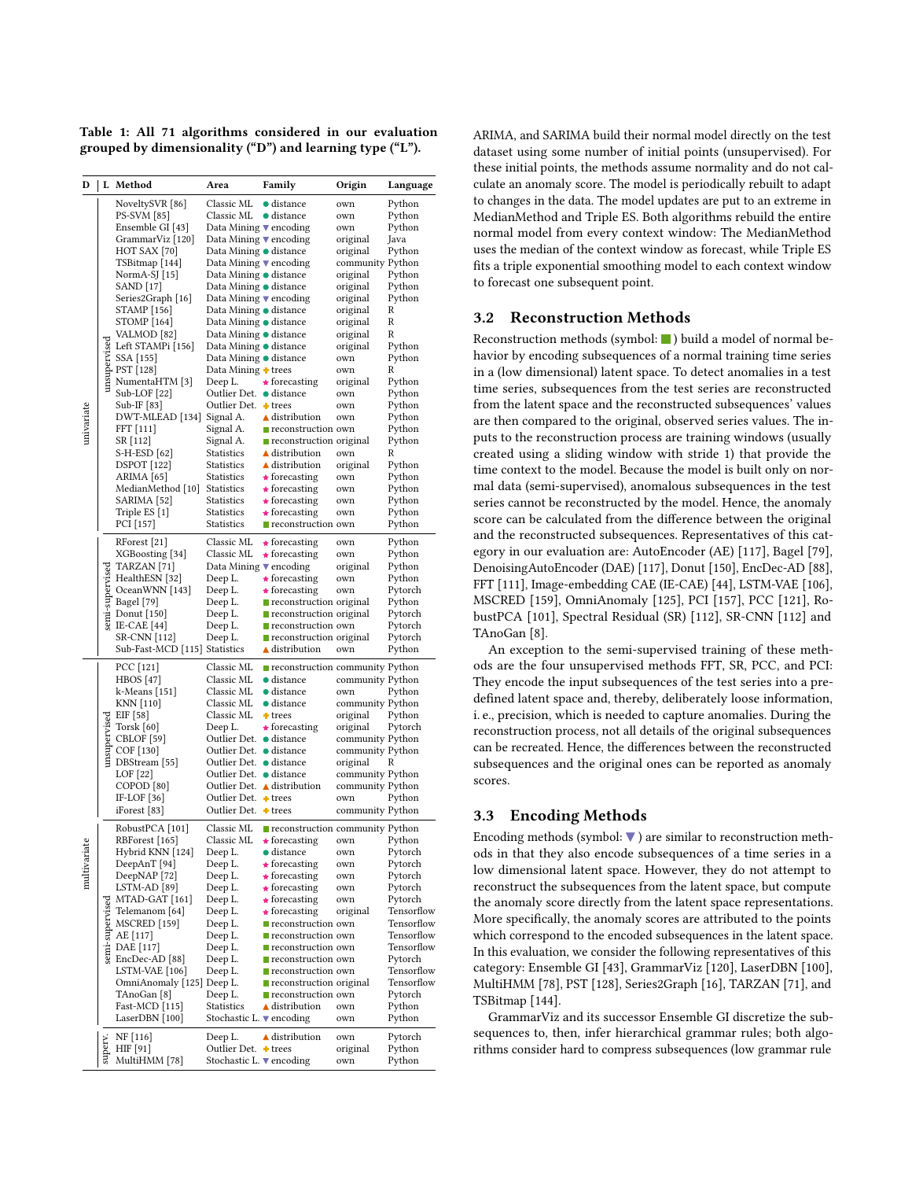**Table 1: All 71 algorithms considered in our evaluation grouped by dimensionality ("D") and learning type ("L").**

| D | L | Method | Area | Family | Origin | Language |
|---|---|---|---|---|---|---|
| univariate | unsupervised | NoveltySVR [86] | Classic ML | ● distance | own | Python |
| | | PS-SVM [85] | Classic ML | ● distance | own | Python |
| | | Ensemble GI [43] | Data Mining | ▼ encoding | own | Python |
| | | GrammarViz [120] | Data Mining | ▼ encoding | original | Java |
| | | HOT SAX [70] | Data Mining | ● distance | original | Python |
| | | TSBitmap [144] | Data Mining | ▼ encoding | community | Python |
| | | NormA-SJ [15] | Data Mining | ● distance | original | Python |
| | | SAND [17] | Data Mining | ● distance | original | Python |
| | | Series2Graph [16] | Data Mining | ▼ encoding | original | Python |
| | | STAMP [156] | Data Mining | ● distance | original | R |
| | | STOMP [164] | Data Mining | ● distance | original | R |
| | | VALMOD [82] | Data Mining | ● distance | original | R |
| | | Left STAMPi [156] | Data Mining | ● distance | original | Python |
| | | SSA [155] | Data Mining | ● distance | own | Python |
| | | PST [128] | Data Mining | ✚ trees | own | R |
| | | NumentaHTM [3] | Deep L. | ★ forecasting | original | Python |
| | | Sub-LOF [22] | Outlier Det. | ● distance | own | Python |
| | | Sub-IF [83] | Outlier Det. | ✚ trees | own | Python |
| | | DWT-MLEAD [134] | Signal A. | ▲ distribution | own | Python |
| | | FFT [111] | Signal A. | ■ reconstruction | own | Python |
| | | SR [112] | Signal A. | ■ reconstruction | original | Python |
| | | S-H-ESD [62] | Statistics | ▲ distribution | own | R |
| | | DSPOT [122] | Statistics | ▲ distribution | original | Python |
| | | ARIMA [65] | Statistics | ★ forecasting | own | Python |
| | | MedianMethod [10] | Statistics | ★ forecasting | own | Python |
| | | SARIMA [52] | Statistics | ★ forecasting | own | Python |
| | | Triple ES [1] | Statistics | ★ forecasting | own | Python |
| | | PCI [157] | Statistics | ■ reconstruction | own | Python |
| | semi-supervised | RForest [21] | Classic ML | ★ forecasting | own | Python |
| | | XGBoosting [34] | Classic ML | ★ forecasting | own | Python |
| | | TARZAN [71] | Data Mining | ▼ encoding | original | Python |
| | | HealthESN [32] | Deep L. | ★ forecasting | own | Python |
| | | OceanWNN [143] | Deep L. | ★ forecasting | own | Pytorch |
| | | Bagel [79] | Deep L. | ■ reconstruction | original | Python |
| | | Donut [150] | Deep L. | ■ reconstruction | original | Pytorch |
| | | IE-CAE [44] | Deep L. | ■ reconstruction | own | Pytorch |
| | | SR-CNN [112] | Deep L. | ■ reconstruction | original | Pytorch |
| | | Sub-Fast-MCD [115] | Statistics | ▲ distribution | own | Python |
| multivariate | unsupervised | PCC [121] | Classic ML | ■ reconstruction | community | Python |
| | | HBOS [47] | Classic ML | ● distance | community | Python |
| | | k-Means [151] | Classic ML | ● distance | own | Python |
| | | KNN [110] | Classic ML | ● distance | community | Python |
| | | EIF [58] | Classic ML | ✚ trees | original | Python |
| | | Torsk [60] | Deep L. | ★ forecasting | original | Pytorch |
| | | CBLOF [59] | Outlier Det. | ● distance | community | Python |
| | | COF [130] | Outlier Det. | ● distance | community | Python |
| | | DBStream [55] | Outlier Det. | ● distance | original | R |
| | | LOF [22] | Outlier Det. | ● distance | community | Python |
| | | COPOD [80] | Outlier Det. | ▲ distribution | community | Python |
| | | IF-LOF [36] | Outlier Det. | ✚ trees | own | Python |
| | | iForest [83] | Outlier Det. | ✚ trees | community | Python |
| | semi-supervised | RobustPCA [101] | Classic ML | ■ reconstruction | community | Python |
| | | RBForest [165] | Classic ML | ★ forecasting | own | Python |
| | | Hybrid KNN [124] | Deep L. | ● distance | own | Pytorch |
| | | DeepAnT [94] | Deep L. | ★ forecasting | own | Pytorch |
| | | DeepNAP [72] | Deep L. | ★ forecasting | own | Pytorch |
| | | LSTM-AD [89] | Deep L. | ★ forecasting | own | Pytorch |
| | | MTAD-GAT [161] | Deep L. | ★ forecasting | own | Pytorch |
| | | Telemanom [64] | Deep L. | ★ forecasting | original | Tensorflow |
| | | MSCRED [159] | Deep L. | ■ reconstruction | own | Tensorflow |
| | | AE [117] | Deep L. | ■ reconstruction | own | Tensorflow |
| | | DAE [117] | Deep L. | ■ reconstruction | own | Tensorflow |
| | | EncDec-AD [88] | Deep L. | ■ reconstruction | own | Pytorch |
| | | LSTM-VAE [106] | Deep L. | ■ reconstruction | own | Tensorflow |
| | | OmniAnomaly [125] | Deep L. | ■ reconstruction | original | Tensorflow |
| | | TAnoGan [8] | Deep L. | ■ reconstruction | own | Pytorch |
| | | Fast-MCD [115] | Statistics | ▲ distribution | own | Python |
| | | LaserDBN [100] | Stochastic L. | ▼ encoding | own | Python |
| | superv. | NF [116] | Deep L. | ▲ distribution | own | Pytorch |
| | | HIF [91] | Outlier Det. | ✚ trees | original | Python |
| | | MultiHMM [78] | Stochastic L. | ▼ encoding | own | Python |

ARIMA, and SARIMA build their normal model directly on the test dataset using some number of initial points (unsupervised). For these initial points, the methods assume normality and do not calculate an anomaly score. The model is periodically rebuilt to adapt to changes in the data. The model updates are put to an extreme in MedianMethod and Triple ES. Both algorithms rebuild the entire normal model from every context window: The MedianMethod uses the median of the context window as forecast, while Triple ES fits a triple exponential smoothing model to each context window to forecast one subsequent point.

### 3.2 Reconstruction Methods

Reconstruction methods (symbol: ■) build a model of normal behavior by encoding subsequences of a normal training time series in a (low dimensional) latent space. To detect anomalies in a test time series, subsequences from the test series are reconstructed from the latent space and the reconstructed subsequences' values are then compared to the original, observed series values. The inputs to the reconstruction process are training windows (usually created using a sliding window with stride 1) that provide the time context to the model. Because the model is built only on normal data (semi-supervised), anomalous subsequences in the test series cannot be reconstructed by the model. Hence, the anomaly score can be calculated from the difference between the original and the reconstructed subsequences. Representatives of this category in our evaluation are: AutoEncoder (AE) [117], Bagel [79], DenoisingAutoEncoder (DAE) [117], Donut [150], EncDec-AD [88], FFT [111], Image-embedding CAE (IE-CAE) [44], LSTM-VAE [106], MSCRED [159], OmniAnomaly [125], PCI [157], PCC [121], RobustPCA [101], Spectral Residual (SR) [112], SR-CNN [112] and TAnoGan [8].

An exception to the semi-supervised training of these methods are the four unsupervised methods FFT, SR, PCC, and PCI: They encode the input subsequences of the test series into a predefined latent space and, thereby, deliberately loose information, i. e., precision, which is needed to capture anomalies. During the reconstruction process, not all details of the original subsequences can be recreated. Hence, the differences between the reconstructed subsequences and the original ones can be reported as anomaly scores.

### 3.3 Encoding Methods

Encoding methods (symbol: ▼) are similar to reconstruction methods in that they also encode subsequences of a time series in a low dimensional latent space. However, they do not attempt to reconstruct the subsequences from the latent space, but compute the anomaly score directly from the latent space representations. More specifically, the anomaly scores are attributed to the points which correspond to the encoded subsequences in the latent space. In this evaluation, we consider the following representatives of this category: Ensemble GI [43], GrammarViz [120], LaserDBN [100], MultiHMM [78], PST [128], Series2Graph [16], TARZAN [71], and TSBitmap [144].

GrammarViz and its successor Ensemble GI discretize the subsequences to, then, infer hierarchical grammar rules; both algorithms consider hard to compress subsequences (low grammar rule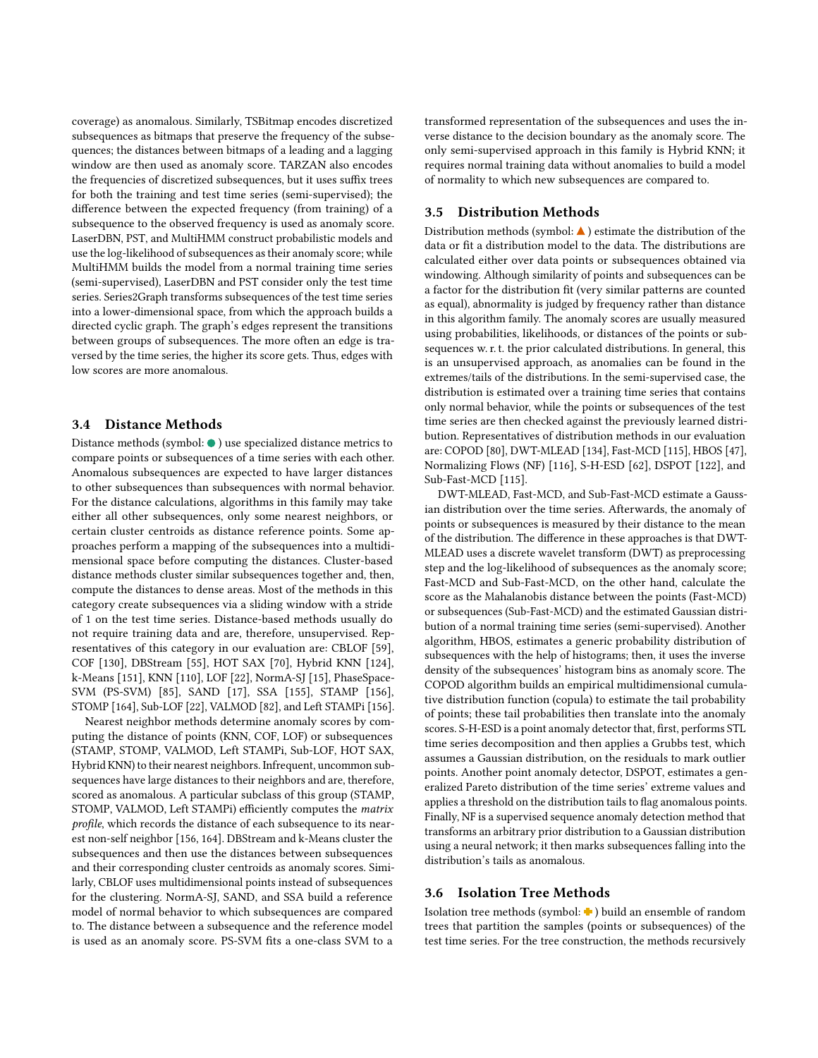coverage) as anomalous. Similarly, TSBitmap encodes discretized subsequences as bitmaps that preserve the frequency of the subsequences; the distances between bitmaps of a leading and a lagging window are then used as anomaly score. TARZAN also encodes the frequencies of discretized subsequences, but it uses suffix trees for both the training and test time series (semi-supervised); the difference between the expected frequency (from training) of a subsequence to the observed frequency is used as anomaly score. LaserDBN, PST, and MultiHMM construct probabilistic models and use the log-likelihood of subsequences as their anomaly score; while MultiHMM builds the model from a normal training time series (semi-supervised), LaserDBN and PST consider only the test time series. Series2Graph transforms subsequences of the test time series into a lower-dimensional space, from which the approach builds a directed cyclic graph. The graph's edges represent the transitions between groups of subsequences. The more often an edge is traversed by the time series, the higher its score gets. Thus, edges with low scores are more anomalous.

### 3.4 Distance Methods

Distance methods (symbol: ● ) use specialized distance metrics to compare points or subsequences of a time series with each other. Anomalous subsequences are expected to have larger distances to other subsequences than subsequences with normal behavior. For the distance calculations, algorithms in this family may take either all other subsequences, only some nearest neighbors, or certain cluster centroids as distance reference points. Some approaches perform a mapping of the subsequences into a multidimensional space before computing the distances. Cluster-based distance methods cluster similar subsequences together and, then, compute the distances to dense areas. Most of the methods in this category create subsequences via a sliding window with a stride of 1 on the test time series. Distance-based methods usually do not require training data and are, therefore, unsupervised. Representatives of this category in our evaluation are: CBLOF [59], COF [130], DBStream [55], HOT SAX [70], Hybrid KNN [124], k-Means [151], KNN [110], LOF [22], NormA-SJ [15], PhaseSpace-SVM (PS-SVM) [85], SAND [17], SSA [155], STAMP [156], STOMP [164], Sub-LOF [22], VALMOD [82], and Left STAMPi [156].

Nearest neighbor methods determine anomaly scores by computing the distance of points (KNN, COF, LOF) or subsequences (STAMP, STOMP, VALMOD, Left STAMPi, Sub-LOF, HOT SAX, Hybrid KNN) to their nearest neighbors. Infrequent, uncommon subsequences have large distances to their neighbors and are, therefore, scored as anomalous. A particular subclass of this group (STAMP, STOMP, VALMOD, Left STAMPi) efficiently computes the *matrix profile*, which records the distance of each subsequence to its nearest non-self neighbor [156, 164]. DBStream and k-Means cluster the subsequences and then use the distances between subsequences and their corresponding cluster centroids as anomaly scores. Similarly, CBLOF uses multidimensional points instead of subsequences for the clustering. NormA-SJ, SAND, and SSA build a reference model of normal behavior to which subsequences are compared to. The distance between a subsequence and the reference model is used as an anomaly score. PS-SVM fits a one-class SVM to a transformed representation of the subsequences and uses the inverse distance to the decision boundary as the anomaly score. The only semi-supervised approach in this family is Hybrid KNN; it requires normal training data without anomalies to build a model of normality to which new subsequences are compared to.

### 3.5 Distribution Methods

Distribution methods (symbol: ▲ ) estimate the distribution of the data or fit a distribution model to the data. The distributions are calculated either over data points or subsequences obtained via windowing. Although similarity of points and subsequences can be a factor for the distribution fit (very similar patterns are counted as equal), abnormality is judged by frequency rather than distance in this algorithm family. The anomaly scores are usually measured using probabilities, likelihoods, or distances of the points or subsequences w. r. t. the prior calculated distributions. In general, this is an unsupervised approach, as anomalies can be found in the extremes/tails of the distributions. In the semi-supervised case, the distribution is estimated over a training time series that contains only normal behavior, while the points or subsequences of the test time series are then checked against the previously learned distribution. Representatives of distribution methods in our evaluation are: COPOD [80], DWT-MLEAD [134], Fast-MCD [115], HBOS [47], Normalizing Flows (NF) [116], S-H-ESD [62], DSPOT [122], and Sub-Fast-MCD [115].

DWT-MLEAD, Fast-MCD, and Sub-Fast-MCD estimate a Gaussian distribution over the time series. Afterwards, the anomaly of points or subsequences is measured by their distance to the mean of the distribution. The difference in these approaches is that DWT-MLEAD uses a discrete wavelet transform (DWT) as preprocessing step and the log-likelihood of subsequences as the anomaly score; Fast-MCD and Sub-Fast-MCD, on the other hand, calculate the score as the Mahalanobis distance between the points (Fast-MCD) or subsequences (Sub-Fast-MCD) and the estimated Gaussian distribution of a normal training time series (semi-supervised). Another algorithm, HBOS, estimates a generic probability distribution of subsequences with the help of histograms; then, it uses the inverse density of the subsequences' histogram bins as anomaly score. The COPOD algorithm builds an empirical multidimensional cumulative distribution function (copula) to estimate the tail probability of points; these tail probabilities then translate into the anomaly scores. S-H-ESD is a point anomaly detector that, first, performs STL time series decomposition and then applies a Grubbs test, which assumes a Gaussian distribution, on the residuals to mark outlier points. Another point anomaly detector, DSPOT, estimates a generalized Pareto distribution of the time series' extreme values and applies a threshold on the distribution tails to flag anomalous points. Finally, NF is a supervised sequence anomaly detection method that transforms an arbitrary prior distribution to a Gaussian distribution using a neural network; it then marks subsequences falling into the distribution's tails as anomalous.

### 3.6 Isolation Tree Methods

Isolation tree methods (symbol: ✚ ) build an ensemble of random trees that partition the samples (points or subsequences) of the test time series. For the tree construction, the methods recursively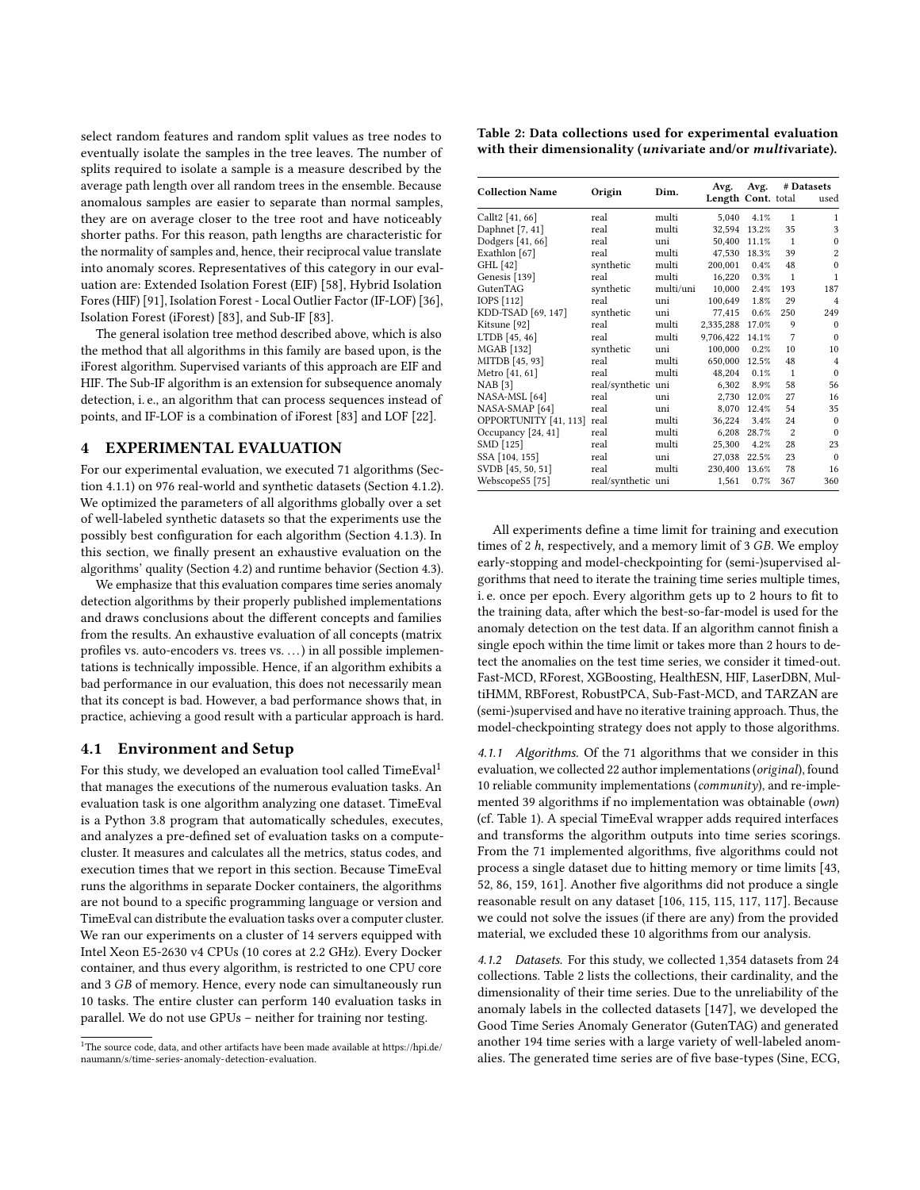select random features and random split values as tree nodes to eventually isolate the samples in the tree leaves. The number of splits required to isolate a sample is a measure described by the average path length over all random trees in the ensemble. Because anomalous samples are easier to separate than normal samples, they are on average closer to the tree root and have noticeably shorter paths. For this reason, path lengths are characteristic for the normality of samples and, hence, their reciprocal value translate into anomaly scores. Representatives of this category in our evaluation are: Extended Isolation Forest (EIF) [58], Hybrid Isolation Fores (HIF) [91], Isolation Forest - Local Outlier Factor (IF-LOF) [36], Isolation Forest (iForest) [83], and Sub-IF [83].

The general isolation tree method described above, which is also the method that all algorithms in this family are based upon, is the iForest algorithm. Supervised variants of this approach are EIF and HIF. The Sub-IF algorithm is an extension for subsequence anomaly detection, i. e., an algorithm that can process sequences instead of points, and IF-LOF is a combination of iForest [83] and LOF [22].

## 4 EXPERIMENTAL EVALUATION

For our experimental evaluation, we executed 71 algorithms (Section 4.1.1) on 976 real-world and synthetic datasets (Section 4.1.2). We optimized the parameters of all algorithms globally over a set of well-labeled synthetic datasets so that the experiments use the possibly best configuration for each algorithm (Section 4.1.3). In this section, we finally present an exhaustive evaluation on the algorithms' quality (Section 4.2) and runtime behavior (Section 4.3).

We emphasize that this evaluation compares time series anomaly detection algorithms by their properly published implementations and draws conclusions about the different concepts and families from the results. An exhaustive evaluation of all concepts (matrix profiles vs. auto-encoders vs. trees vs. ...) in all possible implementations is technically impossible. Hence, if an algorithm exhibits a bad performance in our evaluation, this does not necessarily mean that its concept is bad. However, a bad performance shows that, in practice, achieving a good result with a particular approach is hard.

### 4.1 Environment and Setup

For this study, we developed an evaluation tool called TimeEval[1] that manages the executions of the numerous evaluation tasks. An evaluation task is one algorithm analyzing one dataset. TimeEval is a Python 3.8 program that automatically schedules, executes, and analyzes a pre-defined set of evaluation tasks on a compute-cluster. It measures and calculates all the metrics, status codes, and execution times that we report in this section. Because TimeEval runs the algorithms in separate Docker containers, the algorithms are not bound to a specific programming language or version and TimeEval can distribute the evaluation tasks over a computer cluster. We ran our experiments on a cluster of 14 servers equipped with Intel Xeon E5-2630 v4 CPUs (10 cores at 2.2 GHz). Every Docker container, and thus every algorithm, is restricted to one CPU core and 3 *GB* of memory. Hence, every node can simultaneously run 10 tasks. The entire cluster can perform 140 evaluation tasks in parallel. We do not use GPUs – neither for training nor testing.

[1] The source code, data, and other artifacts have been made available at https://hpi.de/naumann/s/time-series-anomaly-detection-evaluation.

**Table 2: Data collections used for experimental evaluation with their dimensionality (*uni*variate and/or *multi*variate).**

| Collection Name | Origin | Dim. | Avg. Length | Avg. Cont. | # Datasets total | # Datasets used |
|---|---|---|---|---|---|---|
| CalIt2 [41, 66] | real | multi | 5,040 | 4.1% | 1 | 1 |
| Daphnet [7, 41] | real | multi | 32,594 | 13.2% | 35 | 3 |
| Dodgers [41, 66] | real | uni | 50,400 | 11.1% | 1 | 0 |
| Exathlon [67] | real | multi | 47,530 | 18.3% | 39 | 2 |
| GHL [42] | synthetic | multi | 200,001 | 0.4% | 48 | 0 |
| Genesis [139] | real | multi | 16,220 | 0.3% | 1 | 1 |
| GutenTAG | synthetic | multi/uni | 10,000 | 2.4% | 193 | 187 |
| IOPS [112] | real | uni | 100,649 | 1.8% | 29 | 4 |
| KDD-TSAD [69, 147] | synthetic | uni | 77,415 | 0.6% | 250 | 249 |
| Kitsune [92] | real | multi | 2,335,288 | 17.0% | 9 | 0 |
| LTDB [45, 46] | real | multi | 9,706,422 | 14.1% | 7 | 0 |
| MGAB [132] | synthetic | uni | 100,000 | 0.2% | 10 | 10 |
| MITDB [45, 93] | real | multi | 650,000 | 12.5% | 48 | 4 |
| Metro [41, 61] | real | multi | 48,204 | 0.1% | 1 | 0 |
| NAB [3] | real/synthetic | uni | 6,302 | 8.9% | 58 | 56 |
| NASA-MSL [64] | real | uni | 2,730 | 12.0% | 27 | 16 |
| NASA-SMAP [64] | real | uni | 8,070 | 12.4% | 54 | 35 |
| OPPORTUNITY [41, 113] | real | multi | 36,224 | 3.4% | 24 | 0 |
| Occupancy [24, 41] | real | multi | 6,208 | 28.7% | 2 | 0 |
| SMD [125] | real | multi | 25,300 | 4.2% | 28 | 23 |
| SSA [104, 155] | real | uni | 27,038 | 22.5% | 23 | 0 |
| SVDB [45, 50, 51] | real | multi | 230,400 | 13.6% | 78 | 16 |
| WebscopeS5 [75] | real/synthetic | uni | 1,561 | 0.7% | 367 | 360 |

All experiments define a time limit for training and execution times of 2 *h*, respectively, and a memory limit of 3 *GB*. We employ early-stopping and model-checkpointing for (semi-)supervised algorithms that need to iterate the training time series multiple times, i. e. once per epoch. Every algorithm gets up to 2 hours to fit to the training data, after which the best-so-far-model is used for the anomaly detection on the test data. If an algorithm cannot finish a single epoch within the time limit or takes more than 2 hours to detect the anomalies on the test time series, we consider it timed-out. Fast-MCD, RForest, XGBoosting, HealthESN, HIF, LaserDBN, MultiHMM, RBForest, RobustPCA, Sub-Fast-MCD, and TARZAN are (semi-)supervised and have no iterative training approach. Thus, the model-checkpointing strategy does not apply to those algorithms.

*4.1.1 Algorithms.* Of the 71 algorithms that we consider in this evaluation, we collected 22 author implementations (*original*), found 10 reliable community implementations (*community*), and re-implemented 39 algorithms if no implementation was obtainable (*own*) (cf. Table 1). A special TimeEval wrapper adds required interfaces and transforms the algorithm outputs into time series scorings. From the 71 implemented algorithms, five algorithms could not process a single dataset due to hitting memory or time limits [43, 52, 86, 159, 161]. Another five algorithms did not produce a single reasonable result on any dataset [106, 115, 115, 117, 117]. Because we could not solve the issues (if there are any) from the provided material, we excluded these 10 algorithms from our analysis.

*4.1.2 Datasets.* For this study, we collected 1,354 datasets from 24 collections. Table 2 lists the collections, their cardinality, and the dimensionality of their time series. Due to the unreliability of the anomaly labels in the collected datasets [147], we developed the Good Time Series Anomaly Generator (GutenTAG) and generated another 194 time series with a large variety of well-labeled anomalies. The generated time series are of five base-types (Sine, ECG,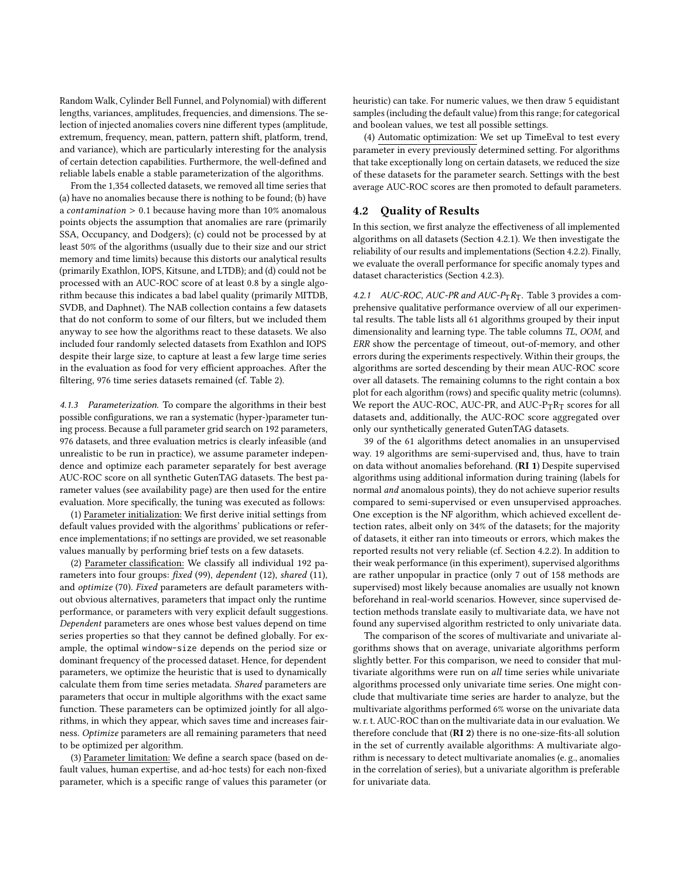Random Walk, Cylinder Bell Funnel, and Polynomial) with different lengths, variances, amplitudes, frequencies, and dimensions. The selection of injected anomalies covers nine different types (amplitude, extremum, frequency, mean, pattern, pattern shift, platform, trend, and variance), which are particularly interesting for the analysis of certain detection capabilities. Furthermore, the well-defined and reliable labels enable a stable parameterization of the algorithms.

From the 1,354 collected datasets, we removed all time series that (a) have no anomalies because there is nothing to be found; (b) have a *contamination* > 0.1 because having more than 10% anomalous points objects the assumption that anomalies are rare (primarily SSA, Occupancy, and Dodgers); (c) could not be processed by at least 50% of the algorithms (usually due to their size and our strict memory and time limits) because this distorts our analytical results (primarily Exathlon, IOPS, Kitsune, and LTDB); and (d) could not be processed with an AUC-ROC score of at least 0.8 by a single algorithm because this indicates a bad label quality (primarily MITDB, SVDB, and Daphnet). The NAB collection contains a few datasets that do not conform to some of our filters, but we included them anyway to see how the algorithms react to these datasets. We also included four randomly selected datasets from Exathlon and IOPS despite their large size, to capture at least a few large time series in the evaluation as food for very efficient approaches. After the filtering, 976 time series datasets remained (cf. Table 2).

*4.1.3 Parameterization.* To compare the algorithms in their best possible configurations, we ran a systematic (hyper-)parameter tuning process. Because a full parameter grid search on 192 parameters, 976 datasets, and three evaluation metrics is clearly infeasible (and unrealistic to be run in practice), we assume parameter independence and optimize each parameter separately for best average AUC-ROC score on all synthetic GutenTAG datasets. The best parameter values (see availability page) are then used for the entire evaluation. More specifically, the tuning was executed as follows:

(1) Parameter initialization: We first derive initial settings from default values provided with the algorithms' publications or reference implementations; if no settings are provided, we set reasonable values manually by performing brief tests on a few datasets.

(2) Parameter classification: We classify all individual 192 parameters into four groups: *fixed* (99), *dependent* (12), *shared* (11), and *optimize* (70). *Fixed* parameters are default parameters without obvious alternatives, parameters that impact only the runtime performance, or parameters with very explicit default suggestions. *Dependent* parameters are ones whose best values depend on time series properties so that they cannot be defined globally. For example, the optimal `window-size` depends on the period size or dominant frequency of the processed dataset. Hence, for dependent parameters, we optimize the heuristic that is used to dynamically calculate them from time series metadata. *Shared* parameters are parameters that occur in multiple algorithms with the exact same function. These parameters can be optimized jointly for all algorithms, in which they appear, which saves time and increases fairness. *Optimize* parameters are all remaining parameters that need to be optimized per algorithm.

(3) Parameter limitation: We define a search space (based on default values, human expertise, and ad-hoc tests) for each non-fixed parameter, which is a specific range of values this parameter (or heuristic) can take. For numeric values, we then draw 5 equidistant samples (including the default value) from this range; for categorical and boolean values, we test all possible settings.

(4) Automatic optimization: We set up TimeEval to test every parameter in every previously determined setting. For algorithms that take exceptionally long on certain datasets, we reduced the size of these datasets for the parameter search. Settings with the best average AUC-ROC scores are then promoted to default parameters.

## 4.2 Quality of Results

In this section, we first analyze the effectiveness of all implemented algorithms on all datasets (Section 4.2.1). We then investigate the reliability of our results and implementations (Section 4.2.2). Finally, we evaluate the overall performance for specific anomaly types and dataset characteristics (Section 4.2.3).

*4.2.1 AUC-ROC, AUC-PR and AUC-$P_T R_T$.* Table 3 provides a comprehensive qualitative performance overview of all our experimental results. The table lists all 61 algorithms grouped by their input dimensionality and learning type. The table columns *TL*, *OOM*, and *ERR* show the percentage of timeout, out-of-memory, and other errors during the experiments respectively. Within their groups, the algorithms are sorted descending by their mean AUC-ROC score over all datasets. The remaining columns to the right contain a box plot for each algorithm (rows) and specific quality metric (columns). We report the AUC-ROC, AUC-PR, and AUC-$P_T R_T$ scores for all datasets and, additionally, the AUC-ROC score aggregated over only our synthetically generated GutenTAG datasets.

39 of the 61 algorithms detect anomalies in an unsupervised way. 19 algorithms are semi-supervised and, thus, have to train on data without anomalies beforehand. (**RI 1**) Despite supervised algorithms using additional information during training (labels for normal *and* anomalous points), they do not achieve superior results compared to semi-supervised or even unsupervised approaches. One exception is the NF algorithm, which achieved excellent detection rates, albeit only on 34% of the datasets; for the majority of datasets, it either ran into timeouts or errors, which makes the reported results not very reliable (cf. Section 4.2.2). In addition to their weak performance (in this experiment), supervised algorithms are rather unpopular in practice (only 7 out of 158 methods are supervised) most likely because anomalies are usually not known beforehand in real-world scenarios. However, since supervised detection methods translate easily to multivariate data, we have not found any supervised algorithm restricted to only univariate data.

The comparison of the scores of multivariate and univariate algorithms shows that on average, univariate algorithms perform slightly better. For this comparison, we need to consider that multivariate algorithms were run on *all* time series while univariate algorithms processed only univariate time series. One might conclude that multivariate time series are harder to analyze, but the multivariate algorithms performed 6% worse on the univariate data w. r. t. AUC-ROC than on the multivariate data in our evaluation. We therefore conclude that (**RI 2**) there is no one-size-fits-all solution in the set of currently available algorithms: A multivariate algorithm is necessary to detect multivariate anomalies (e. g., anomalies in the correlation of series), but a univariate algorithm is preferable for univariate data.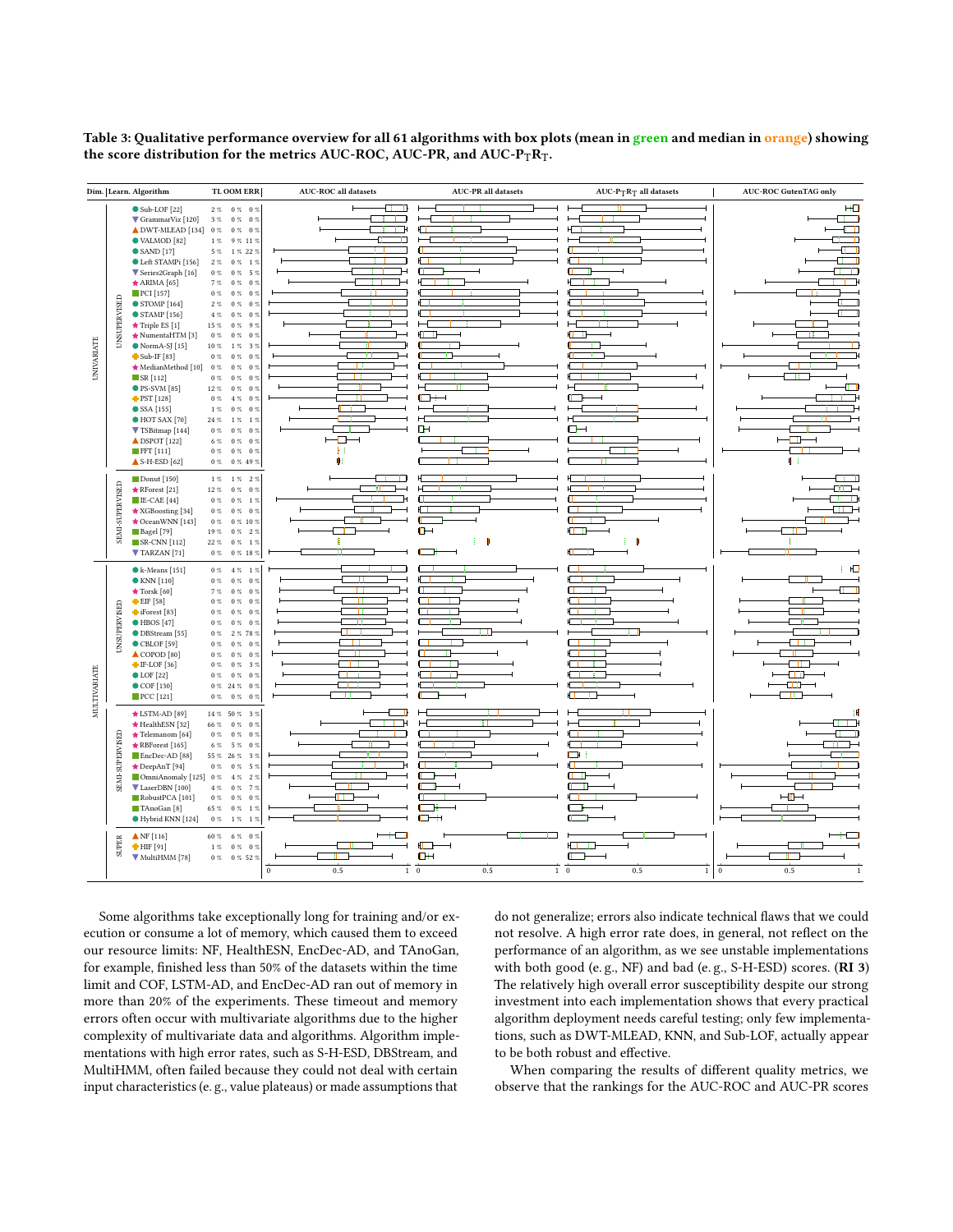**Table 3: Qualitative performance overview for all 61 algorithms with box plots (mean in green and median in orange) showing the score distribution for the metrics AUC-ROC, AUC-PR, and AUC-$P_T R_T$.**

| Dim. | Learn. | Algorithm | TL | OOM | ERR |
|---|---|---|---|---|---|
| UNIVARIATE | UNSUPERVISED | Sub-LOF [22] | 2 % | 0 % | 0 % |
| | | GrammarViz [120] | 3 % | 0 % | 0 % |
| | | DWT-MLEAD [134] | 0 % | 0 % | 0 % |
| | | VALMOD [82] | 1 % | 9 % | 11 % |
| | | SAND [17] | 5 % | 1 % | 22 % |
| | | Left STAMPi [156] | 2 % | 0 % | 1 % |
| | | Series2Graph [16] | 0 % | 0 % | 5 % |
| | | ARIMA [65] | 7 % | 0 % | 0 % |
| | | PCI [157] | 0 % | 0 % | 0 % |
| | | STOMP [164] | 2 % | 0 % | 0 % |
| | | STAMP [156] | 4 % | 0 % | 0 % |
| | | Triple ES [1] | 15 % | 0 % | 9 % |
| | | NumentaHTM [3] | 0 % | 0 % | 0 % |
| | | NormA-SJ [15] | 10 % | 1 % | 3 % |
| | | Sub-IF [83] | 0 % | 0 % | 0 % |
| | | MedianMethod [10] | 0 % | 0 % | 0 % |
| | | SR [112] | 0 % | 0 % | 0 % |
| | | PS-SVM [85] | 12 % | 0 % | 0 % |
| | | PST [128] | 0 % | 4 % | 0 % |
| | | SSA [155] | 1 % | 0 % | 0 % |
| | | HOT SAX [70] | 24 % | 1 % | 1 % |
| | | TSBitmap [144] | 0 % | 0 % | 0 % |
| | | DSPOT [122] | 6 % | 0 % | 0 % |
| | | FFT [111] | 0 % | 0 % | 0 % |
| | | S-H-ESD [62] | 0 % | 0 % | 49 % |
| | SEMI-SUPERVISED | Donut [150] | 1 % | 1 % | 2 % |
| | | RForest [21] | 12 % | 0 % | 0 % |
| | | IE-CAE [44] | 0 % | 0 % | 1 % |
| | | XGBoosting [34] | 0 % | 0 % | 0 % |
| | | OceanWNN [143] | 0 % | 0 % | 10 % |
| | | Bagel [79] | 19 % | 0 % | 2 % |
| | | SR-CNN [112] | 22 % | 0 % | 1 % |
| | | TARZAN [71] | 0 % | 0 % | 18 % |
| MULTIVARIATE | UNSUPERVISED | k-Means [151] | 0 % | 4 % | 1 % |
| | | KNN [110] | 0 % | 0 % | 0 % |
| | | Torsk [60] | 7 % | 0 % | 0 % |
| | | EIF [58] | 0 % | 0 % | 0 % |
| | | iForest [83] | 0 % | 0 % | 0 % |
| | | HBOS [47] | 0 % | 0 % | 0 % |
| | | DBStream [55] | 0 % | 2 % | 78 % |
| | | CBLOF [59] | 0 % | 0 % | 0 % |
| | | COPOD [80] | 0 % | 0 % | 0 % |
| | | IF-LOF [36] | 0 % | 0 % | 3 % |
| | | LOF [22] | 0 % | 0 % | 0 % |
| | | COF [130] | 0 % | 24 % | 0 % |
| | | PCC [121] | 0 % | 0 % | 0 % |
| | SEMI-SUPERVISED | LSTM-AD [89] | 14 % | 50 % | 3 % |
| | | HealthESN [32] | 66 % | 0 % | 0 % |
| | | Telemanom [64] | 0 % | 0 % | 0 % |
| | | RBForest [165] | 6 % | 5 % | 0 % |
| | | EncDec-AD [88] | 55 % | 26 % | 3 % |
| | | DeepAnT [94] | 0 % | 0 % | 5 % |
| | | OmniAnomaly [125] | 0 % | 4 % | 2 % |
| | | LaserDBN [100] | 4 % | 0 % | 7 % |
| | | RobustPCA [101] | 0 % | 0 % | 0 % |
| | | TAnoGan [8] | 65 % | 0 % | 1 % |
| | | Hybrid KNN [124] | 0 % | 1 % | 1 % |
| | SUPER | NF [116] | 60 % | 6 % | 0 % |
| | | HIF [91] | 1 % | 0 % | 0 % |
| | | MultiHMM [78] | 0 % | 0 % | 52 % |

(Box plot columns: AUC-ROC all datasets, AUC-PR all datasets, AUC-$P_T R_T$ all datasets, AUC-ROC GutenTAG only; axes from 0 to 1.)

Some algorithms take exceptionally long for training and/or execution or consume a lot of memory, which caused them to exceed our resource limits: NF, HealthESN, EncDec-AD, and TAnoGan, for example, finished less than 50% of the datasets within the time limit and COF, LSTM-AD, and EncDec-AD ran out of memory in more than 20% of the experiments. These timeout and memory errors often occur with multivariate algorithms due to the higher complexity of multivariate data and algorithms. Algorithm implementations with high error rates, such as S-H-ESD, DBStream, and MultiHMM, often failed because they could not deal with certain input characteristics (e. g., value plateaus) or made assumptions that do not generalize; errors also indicate technical flaws that we could not resolve. A high error rate does, in general, not reflect on the performance of an algorithm, as we see unstable implementations with both good (e. g., NF) and bad (e. g., S-H-ESD) scores. **(RI 3)** The relatively high overall error susceptibility despite our strong investment into each implementation shows that every practical algorithm deployment needs careful testing; only few implementations, such as DWT-MLEAD, KNN, and Sub-LOF, actually appear to be both robust and effective.

When comparing the results of different quality metrics, we observe that the rankings for the AUC-ROC and AUC-PR scores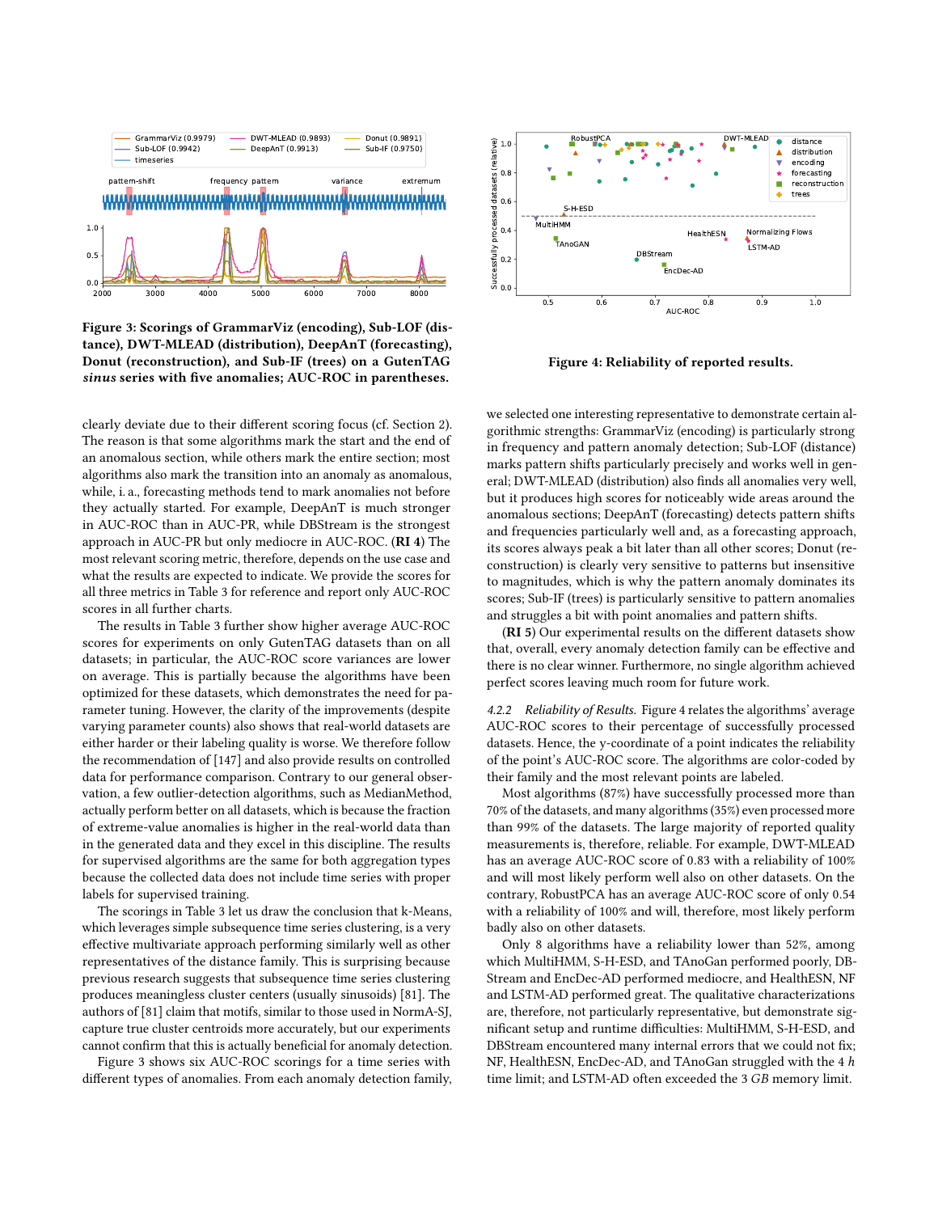Figure 3: Scorings of GrammarViz (encoding), Sub-LOF (distance), DWT-MLEAD (distribution), DeepAnT (forecasting), Donut (reconstruction), and Sub-IF (trees) on a GutenTAG *sinus* series with five anomalies; AUC-ROC in parentheses.

Figure 4: Reliability of reported results.

clearly deviate due to their different scoring focus (cf. Section 2). The reason is that some algorithms mark the start and the end of an anomalous section, while others mark the entire section; most algorithms also mark the transition into an anomaly as anomalous, while, i. a., forecasting methods tend to mark anomalies not before they actually started. For example, DeepAnT is much stronger in AUC-ROC than in AUC-PR, while DBStream is the strongest approach in AUC-PR but only mediocre in AUC-ROC. (**RI 4**) The most relevant scoring metric, therefore, depends on the use case and what the results are expected to indicate. We provide the scores for all three metrics in Table 3 for reference and report only AUC-ROC scores in all further charts.

The results in Table 3 further show higher average AUC-ROC scores for experiments on only GutenTAG datasets than on all datasets; in particular, the AUC-ROC score variances are lower on average. This is partially because the algorithms have been optimized for these datasets, which demonstrates the need for parameter tuning. However, the clarity of the improvements (despite varying parameter counts) also shows that real-world datasets are either harder or their labeling quality is worse. We therefore follow the recommendation of [147] and also provide results on controlled data for performance comparison. Contrary to our general observation, a few outlier-detection algorithms, such as MedianMethod, actually perform better on all datasets, which is because the fraction of extreme-value anomalies is higher in the real-world data than in the generated data and they excel in this discipline. The results for supervised algorithms are the same for both aggregation types because the collected data does not include time series with proper labels for supervised training.

The scorings in Table 3 let us draw the conclusion that k-Means, which leverages simple subsequence time series clustering, is a very effective multivariate approach performing similarly well as other representatives of the distance family. This is surprising because previous research suggests that subsequence time series clustering produces meaningless cluster centers (usually sinusoids) [81]. The authors of [81] claim that motifs, similar to those used in NormA-SJ, capture true cluster centroids more accurately, but our experiments cannot confirm that this is actually beneficial for anomaly detection.

Figure 3 shows six AUC-ROC scorings for a time series with different types of anomalies. From each anomaly detection family, we selected one interesting representative to demonstrate certain algorithmic strengths: GrammarViz (encoding) is particularly strong in frequency and pattern anomaly detection; Sub-LOF (distance) marks pattern shifts particularly precisely and works well in general; DWT-MLEAD (distribution) also finds all anomalies very well, but it produces high scores for noticeably wide areas around the anomalous sections; DeepAnT (forecasting) detects pattern shifts and frequencies particularly well and, as a forecasting approach, its scores always peak a bit later than all other scores; Donut (reconstruction) is clearly very sensitive to patterns but insensitive to magnitudes, which is why the pattern anomaly dominates its scores; Sub-IF (trees) is particularly sensitive to pattern anomalies and struggles a bit with point anomalies and pattern shifts.

(**RI 5**) Our experimental results on the different datasets show that, overall, every anomaly detection family can be effective and there is no clear winner. Furthermore, no single algorithm achieved perfect scores leaving much room for future work.

#### 4.2.2 *Reliability of Results.*

Figure 4 relates the algorithms' average AUC-ROC scores to their percentage of successfully processed datasets. Hence, the y-coordinate of a point indicates the reliability of the point's AUC-ROC score. The algorithms are color-coded by their family and the most relevant points are labeled.

Most algorithms (87%) have successfully processed more than 70% of the datasets, and many algorithms (35%) even processed more than 99% of the datasets. The large majority of reported quality measurements is, therefore, reliable. For example, DWT-MLEAD has an average AUC-ROC score of 0.83 with a reliability of 100% and will most likely perform well also on other datasets. On the contrary, RobustPCA has an average AUC-ROC score of only 0.54 with a reliability of 100% and will, therefore, most likely perform badly also on other datasets.

Only 8 algorithms have a reliability lower than 52%, among which MultiHMM, S-H-ESD, and TAnoGan performed poorly, DBStream and EncDec-AD performed mediocre, and HealthESN, NF and LSTM-AD performed great. The qualitative characterizations are, therefore, not particularly representative, but demonstrate significant setup and runtime difficulties: MultiHMM, S-H-ESD, and DBStream encountered many internal errors that we could not fix; NF, HealthESN, EncDec-AD, and TAnoGan struggled with the 4 *h* time limit; and LSTM-AD often exceeded the 3 *GB* memory limit.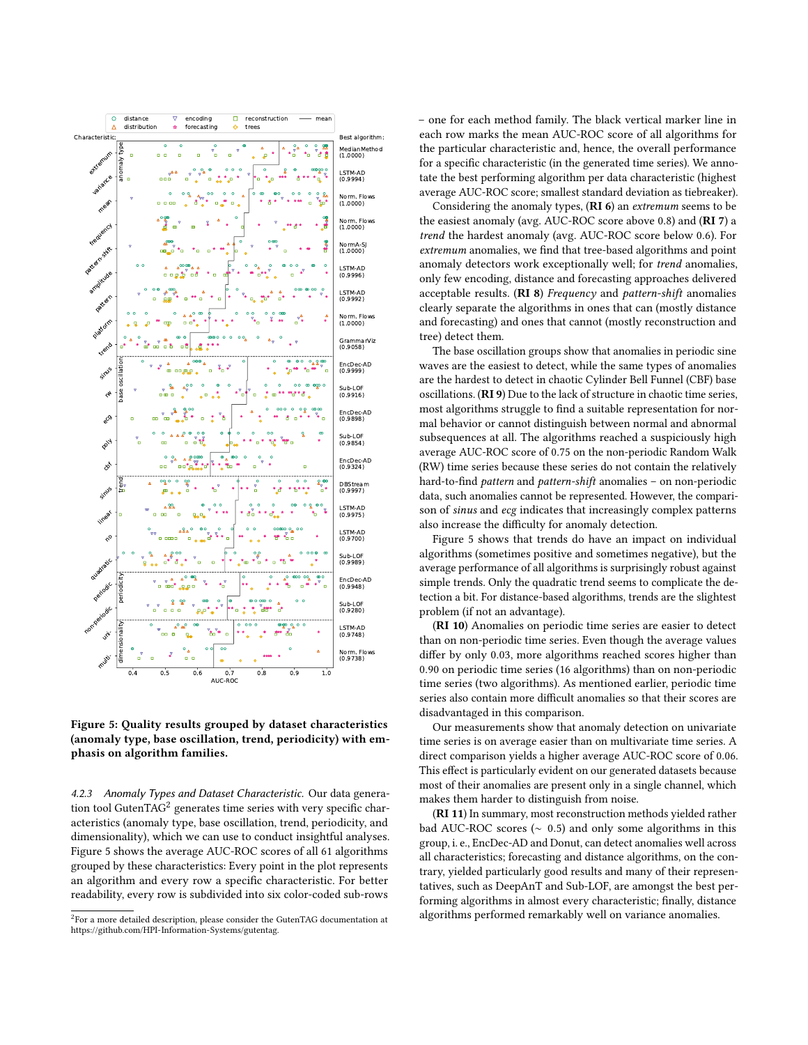Figure 5: Quality results grouped by dataset characteristics (anomaly type, base oscillation, trend, periodicity) with emphasis on algorithm families.

*4.2.3 Anomaly Types and Dataset Characteristic.* Our data generation tool GutenTAG[2] generates time series with very specific characteristics (anomaly type, base oscillation, trend, periodicity, and dimensionality), which we can use to conduct insightful analyses. Figure 5 shows the average AUC-ROC scores of all 61 algorithms grouped by these characteristics: Every point in the plot represents an algorithm and every row a specific characteristic. For better readability, every row is subdivided into six color-coded sub-rows – one for each method family. The black vertical marker line in each row marks the mean AUC-ROC score of all algorithms for the particular characteristic and, hence, the overall performance for a specific characteristic (in the generated time series). We annotate the best performing algorithm per data characteristic (highest average AUC-ROC score; smallest standard deviation as tiebreaker).

Considering the anomaly types, **(RI 6)** an *extremum* seems to be the easiest anomaly (avg. AUC-ROC score above 0.8) and **(RI 7)** a *trend* the hardest anomaly (avg. AUC-ROC score below 0.6). For *extremum* anomalies, we find that tree-based algorithms and point anomaly detectors work exceptionally well; for *trend* anomalies, only few encoding, distance and forecasting approaches delivered acceptable results. **(RI 8)** *Frequency* and *pattern-shift* anomalies clearly separate the algorithms in ones that can (mostly distance and forecasting) and ones that cannot (mostly reconstruction and tree) detect them.

The base oscillation groups show that anomalies in periodic sine waves are the easiest to detect, while the same types of anomalies are the hardest to detect in chaotic Cylinder Bell Funnel (CBF) base oscillations. **(RI 9)** Due to the lack of structure in chaotic time series, most algorithms struggle to find a suitable representation for normal behavior or cannot distinguish between normal and abnormal subsequences at all. The algorithms reached a suspiciously high average AUC-ROC score of 0.75 on the non-periodic Random Walk (RW) time series because these series do not contain the relatively hard-to-find *pattern* and *pattern-shift* anomalies – on non-periodic data, such anomalies cannot be represented. However, the comparison of *sinus* and *ecg* indicates that increasingly complex patterns also increase the difficulty for anomaly detection.

Figure 5 shows that trends do have an impact on individual algorithms (sometimes positive and sometimes negative), but the average performance of all algorithms is surprisingly robust against simple trends. Only the quadratic trend seems to complicate the detection a bit. For distance-based algorithms, trends are the slightest problem (if not an advantage).

**(RI 10)** Anomalies on periodic time series are easier to detect than on non-periodic time series. Even though the average values differ by only 0.03, more algorithms reached scores higher than 0.90 on periodic time series (16 algorithms) than on non-periodic time series (two algorithms). As mentioned earlier, periodic time series also contain more difficult anomalies so that their scores are disadvantaged in this comparison.

Our measurements show that anomaly detection on univariate time series is on average easier than on multivariate time series. A direct comparison yields a higher average AUC-ROC score of 0.06. This effect is particularly evident on our generated datasets because most of their anomalies are present only in a single channel, which makes them harder to distinguish from noise.

**(RI 11)** In summary, most reconstruction methods yielded rather bad AUC-ROC scores (~ 0.5) and only some algorithms in this group, i. e., EncDec-AD and Donut, can detect anomalies well across all characteristics; forecasting and distance algorithms, on the contrary, yielded particularly good results and many of their representatives, such as DeepAnT and Sub-LOF, are amongst the best performing algorithms in almost every characteristic; finally, distance algorithms performed remarkably well on variance anomalies.

---

[2] For a more detailed description, please consider the GutenTAG documentation at https://github.com/HPI-Information-Systems/gutentag.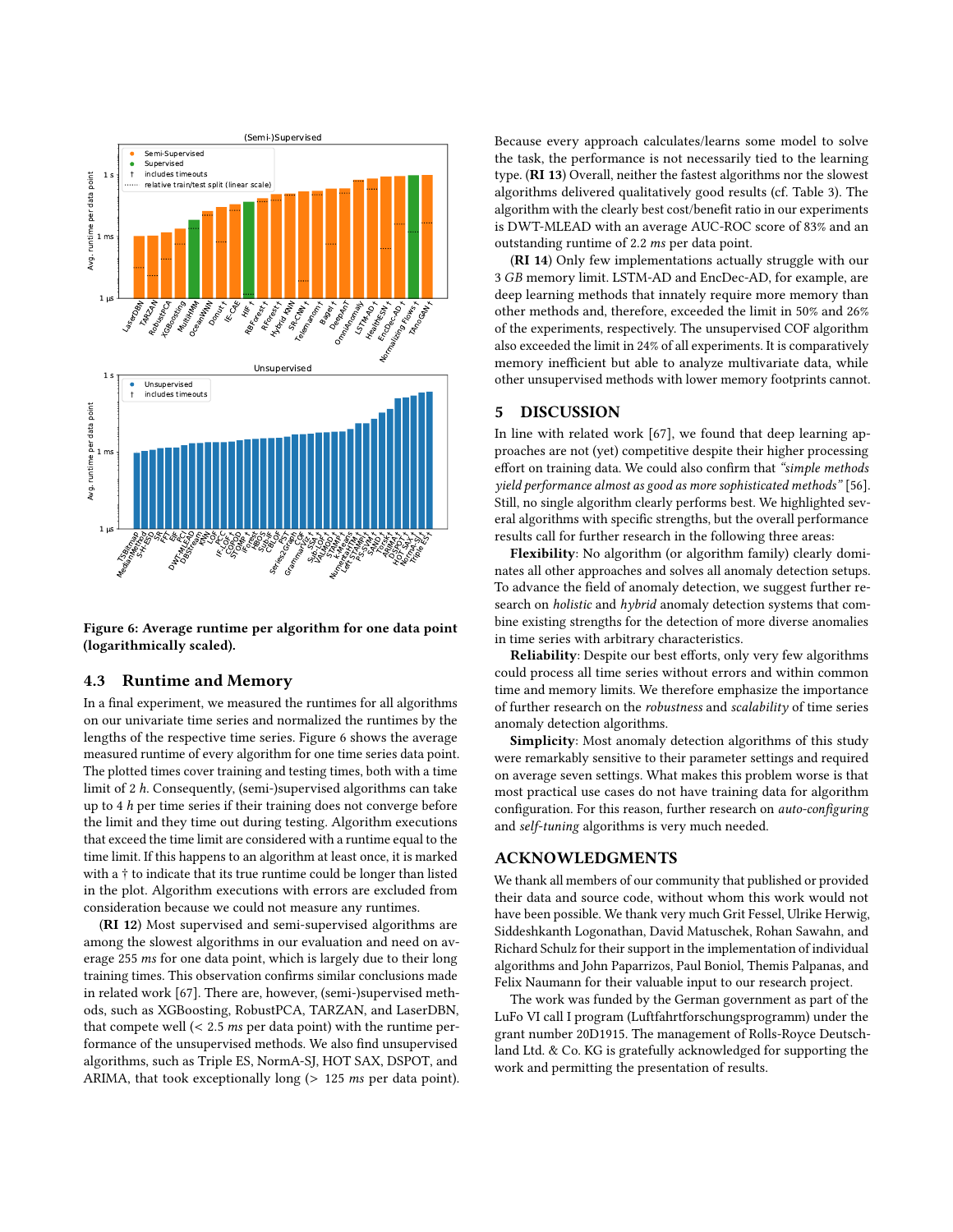Figure 6: Average runtime per algorithm for one data point (logarithmically scaled).

### 4.3 Runtime and Memory

In a final experiment, we measured the runtimes for all algorithms on our univariate time series and normalized the runtimes by the lengths of the respective time series. Figure 6 shows the average measured runtime of every algorithm for one time series data point. The plotted times cover training and testing times, both with a time limit of 2 *h*. Consequently, (semi-)supervised algorithms can take up to 4 *h* per time series if their training does not converge before the limit and they time out during testing. Algorithm executions that exceed the time limit are considered with a runtime equal to the time limit. If this happens to an algorithm at least once, it is marked with a † to indicate that its true runtime could be longer than listed in the plot. Algorithm executions with errors are excluded from consideration because we could not measure any runtimes.

(**RI 12**) Most supervised and semi-supervised algorithms are among the slowest algorithms in our evaluation and need on average 255 *ms* for one data point, which is largely due to their long training times. This observation confirms similar conclusions made in related work [67]. There are, however, (semi-)supervised methods, such as XGBoosting, RobustPCA, TARZAN, and LaserDBN, that compete well (< 2.5 *ms* per data point) with the runtime performance of the unsupervised methods. We also find unsupervised algorithms, such as Triple ES, NormA-SJ, HOT SAX, DSPOT, and ARIMA, that took exceptionally long (> 125 *ms* per data point). Because every approach calculates/learns some model to solve the task, the performance is not necessarily tied to the learning type. (**RI 13**) Overall, neither the fastest algorithms nor the slowest algorithms delivered qualitatively good results (cf. Table 3). The algorithm with the clearly best cost/benefit ratio in our experiments is DWT-MLEAD with an average AUC-ROC score of 83% and an outstanding runtime of 2.2 *ms* per data point.

(**RI 14**) Only few implementations actually struggle with our 3 *GB* memory limit. LSTM-AD and EncDec-AD, for example, are deep learning methods that innately require more memory than other methods and, therefore, exceeded the limit in 50% and 26% of the experiments, respectively. The unsupervised COF algorithm also exceeded the limit in 24% of all experiments. It is comparatively memory inefficient but able to analyze multivariate data, while other unsupervised methods with lower memory footprints cannot.

## 5 DISCUSSION

In line with related work [67], we found that deep learning approaches are not (yet) competitive despite their higher processing effort on training data. We could also confirm that *"simple methods yield performance almost as good as more sophisticated methods"* [56]. Still, no single algorithm clearly performs best. We highlighted several algorithms with specific strengths, but the overall performance results call for further research in the following three areas:

**Flexibility**: No algorithm (or algorithm family) clearly dominates all other approaches and solves all anomaly detection setups. To advance the field of anomaly detection, we suggest further research on *holistic* and *hybrid* anomaly detection systems that combine existing strengths for the detection of more diverse anomalies in time series with arbitrary characteristics.

**Reliability**: Despite our best efforts, only very few algorithms could process all time series without errors and within common time and memory limits. We therefore emphasize the importance of further research on the *robustness* and *scalability* of time series anomaly detection algorithms.

**Simplicity**: Most anomaly detection algorithms of this study were remarkably sensitive to their parameter settings and required on average seven settings. What makes this problem worse is that most practical use cases do not have training data for algorithm configuration. For this reason, further research on *auto-configuring* and *self-tuning* algorithms is very much needed.

## ACKNOWLEDGMENTS

We thank all members of our community that published or provided their data and source code, without whom this work would not have been possible. We thank very much Grit Fessel, Ulrike Herwig, Siddeshkanth Logonathan, David Matuschek, Rohan Sawahn, and Richard Schulz for their support in the implementation of individual algorithms and John Paparrizos, Paul Boniol, Themis Palpanas, and Felix Naumann for their valuable input to our research project.

The work was funded by the German government as part of the LuFo VI call I program (Luftfahrtforschungsprogramm) under the grant number 20D1915. The management of Rolls-Royce Deutschland Ltd. & Co. KG is gratefully acknowledged for supporting the work and permitting the presentation of results.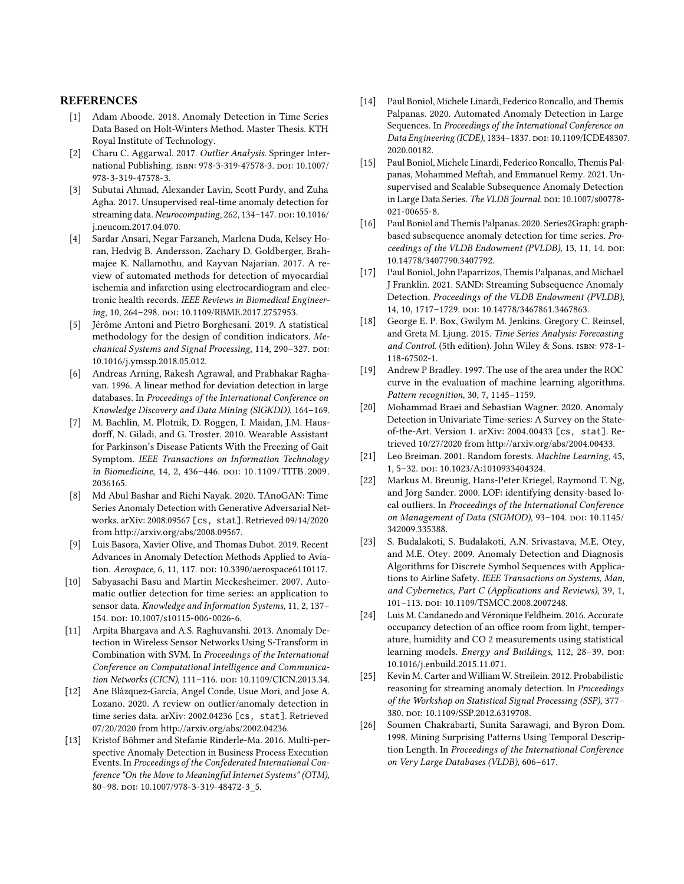## REFERENCES

[1] Adam Aboode. 2018. Anomaly Detection in Time Series Data Based on Holt-Winters Method. Master Thesis. KTH Royal Institute of Technology.

[2] Charu C. Aggarwal. 2017. *Outlier Analysis*. Springer International Publishing. ISBN: 978-3-319-47578-3. DOI: 10.1007/978-3-319-47578-3.

[3] Subutai Ahmad, Alexander Lavin, Scott Purdy, and Zuha Agha. 2017. Unsupervised real-time anomaly detection for streaming data. *Neurocomputing*, 262, 134–147. DOI: 10.1016/j.neucom.2017.04.070.

[4] Sardar Ansari, Negar Farzaneh, Marlena Duda, Kelsey Horan, Hedvig B. Andersson, Zachary D. Goldberger, Brahmajee K. Nallamothu, and Kayvan Najarian. 2017. A review of automated methods for detection of myocardial ischemia and infarction using electrocardiogram and electronic health records. *IEEE Reviews in Biomedical Engineering*, 10, 264–298. DOI: 10.1109/RBME.2017.2757953.

[5] Jérôme Antoni and Pietro Borghesani. 2019. A statistical methodology for the design of condition indicators. *Mechanical Systems and Signal Processing*, 114, 290–327. DOI: 10.1016/j.ymssp.2018.05.012.

[6] Andreas Arning, Rakesh Agrawal, and Prabhakar Raghavan. 1996. A linear method for deviation detection in large databases. In *Proceedings of the International Conference on Knowledge Discovery and Data Mining (SIGKDD)*, 164–169.

[7] M. Bachlin, M. Plotnik, D. Roggen, I. Maidan, J.M. Hausdorff, N. Giladi, and G. Troster. 2010. Wearable Assistant for Parkinson's Disease Patients With the Freezing of Gait Symptom. *IEEE Transactions on Information Technology in Biomedicine*, 14, 2, 436–446. DOI: 10.1109/TITB.2009.2036165.

[8] Md Abul Bashar and Richi Nayak. 2020. TAnoGAN: Time Series Anomaly Detection with Generative Adversarial Networks. arXiv: 2008.09567 [cs, stat]. Retrieved 09/14/2020 from http://arxiv.org/abs/2008.09567.

[9] Luis Basora, Xavier Olive, and Thomas Dubot. 2019. Recent Advances in Anomaly Detection Methods Applied to Aviation. *Aerospace*, 6, 11, 117. DOI: 10.3390/aerospace6110117.

[10] Sabyasachi Basu and Martin Meckesheimer. 2007. Automatic outlier detection for time series: an application to sensor data. *Knowledge and Information Systems*, 11, 2, 137–154. DOI: 10.1007/s10115-006-0026-6.

[11] Arpita Bhargava and A.S. Raghuvanshi. 2013. Anomaly Detection in Wireless Sensor Networks Using S-Transform in Combination with SVM. In *Proceedings of the International Conference on Computational Intelligence and Communication Networks (CICN)*, 111–116. DOI: 10.1109/CICN.2013.34.

[12] Ane Blázquez-García, Angel Conde, Usue Mori, and Jose A. Lozano. 2020. A review on outlier/anomaly detection in time series data. arXiv: 2002.04236 [cs, stat]. Retrieved 07/20/2020 from http://arxiv.org/abs/2002.04236.

[13] Kristof Böhmer and Stefanie Rinderle-Ma. 2016. Multi-perspective Anomaly Detection in Business Process Execution Events. In *Proceedings of the Confederated International Conference "On the Move to Meaningful Internet Systems" (OTM)*, 80–98. DOI: 10.1007/978-3-319-48472-3_5.

[14] Paul Boniol, Michele Linardi, Federico Roncallo, and Themis Palpanas. 2020. Automated Anomaly Detection in Large Sequences. In *Proceedings of the International Conference on Data Engineering (ICDE)*, 1834–1837. DOI: 10.1109/ICDE48307.2020.00182.

[15] Paul Boniol, Michele Linardi, Federico Roncallo, Themis Palpanas, Mohammed Meftah, and Emmanuel Remy. 2021. Unsupervised and Scalable Subsequence Anomaly Detection in Large Data Series. *The VLDB Journal*. DOI: 10.1007/s00778-021-00655-8.

[16] Paul Boniol and Themis Palpanas. 2020. Series2Graph: graph-based subsequence anomaly detection for time series. *Proceedings of the VLDB Endowment (PVLDB)*, 13, 11, 14. DOI: 10.14778/3407790.3407792.

[17] Paul Boniol, John Paparrizos, Themis Palpanas, and Michael J Franklin. 2021. SAND: Streaming Subsequence Anomaly Detection. *Proceedings of the VLDB Endowment (PVLDB)*, 14, 10, 1717–1729. DOI: 10.14778/3467861.3467863.

[18] George E. P. Box, Gwilym M. Jenkins, Gregory C. Reinsel, and Greta M. Ljung. 2015. *Time Series Analysis: Forecasting and Control*. (5th edition). John Wiley & Sons. ISBN: 978-1-118-67502-1.

[19] Andrew P Bradley. 1997. The use of the area under the ROC curve in the evaluation of machine learning algorithms. *Pattern recognition*, 30, 7, 1145–1159.

[20] Mohammad Braei and Sebastian Wagner. 2020. Anomaly Detection in Univariate Time-series: A Survey on the State-of-the-Art. Version 1. arXiv: 2004.00433 [cs, stat]. Retrieved 10/27/2020 from http://arxiv.org/abs/2004.00433.

[21] Leo Breiman. 2001. Random forests. *Machine Learning*, 45, 1, 5–32. DOI: 10.1023/A:1010933404324.

[22] Markus M. Breunig, Hans-Peter Kriegel, Raymond T. Ng, and Jörg Sander. 2000. LOF: identifying density-based local outliers. In *Proceedings of the International Conference on Management of Data (SIGMOD)*, 93–104. DOI: 10.1145/342009.335388.

[23] S. Budalakoti, S. Budalakoti, A.N. Srivastava, M.E. Otey, and M.E. Otey. 2009. Anomaly Detection and Diagnosis Algorithms for Discrete Symbol Sequences with Applications to Airline Safety. *IEEE Transactions on Systems, Man, and Cybernetics, Part C (Applications and Reviews)*, 39, 1, 101–113. DOI: 10.1109/TSMCC.2008.2007248.

[24] Luis M. Candanedo and Véronique Feldheim. 2016. Accurate occupancy detection of an office room from light, temperature, humidity and CO 2 measurements using statistical learning models. *Energy and Buildings*, 112, 28–39. DOI: 10.1016/j.enbuild.2015.11.071.

[25] Kevin M. Carter and William W. Streilein. 2012. Probabilistic reasoning for streaming anomaly detection. In *Proceedings of the Workshop on Statistical Signal Processing (SSP)*, 377–380. DOI: 10.1109/SSP.2012.6319708.

[26] Soumen Chakrabarti, Sunita Sarawagi, and Byron Dom. 1998. Mining Surprising Patterns Using Temporal Description Length. In *Proceedings of the International Conference on Very Large Databases (VLDB)*, 606–617.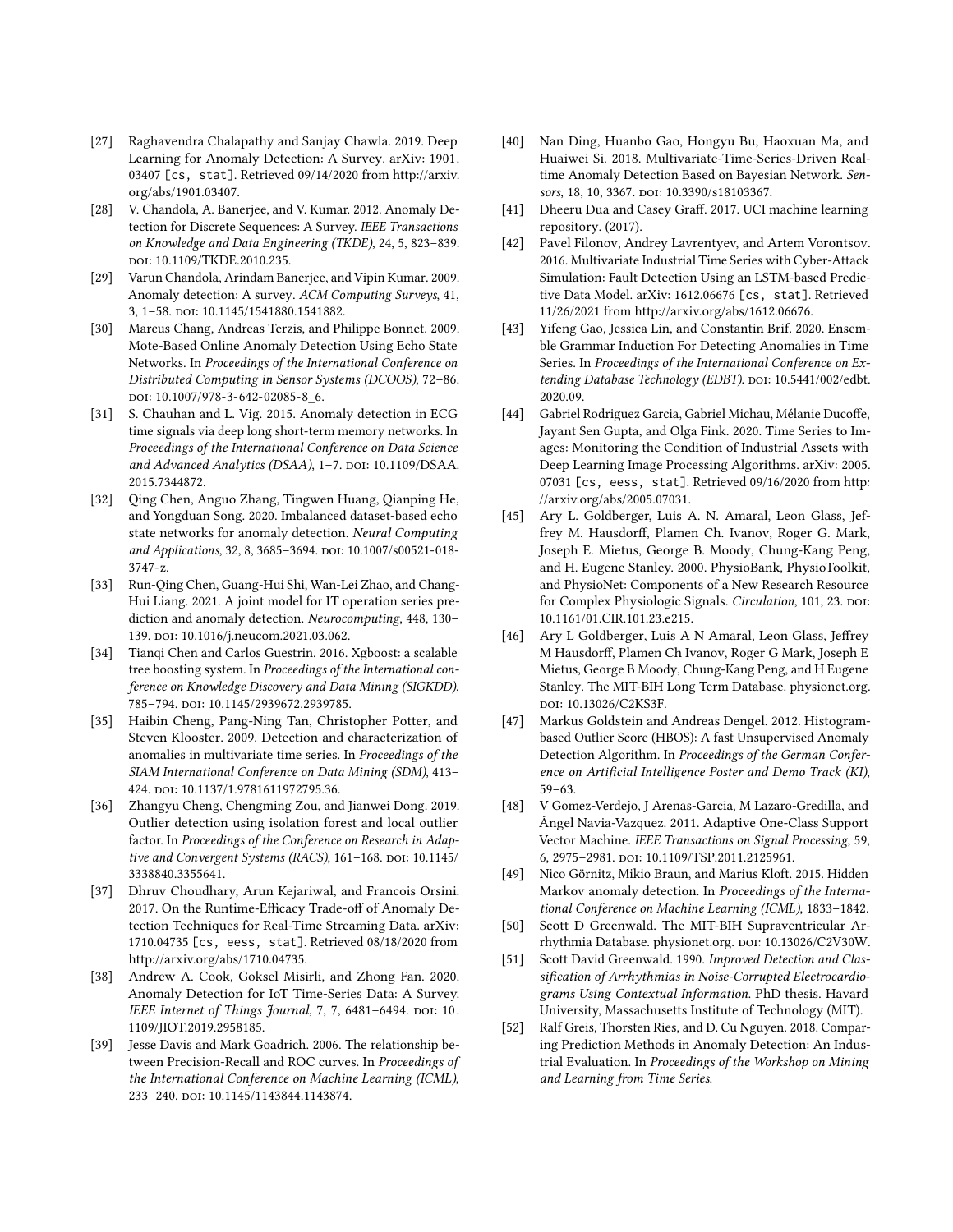[27] Raghavendra Chalapathy and Sanjay Chawla. 2019. Deep Learning for Anomaly Detection: A Survey. arXiv: 1901.03407 [cs, stat]. Retrieved 09/14/2020 from http://arxiv.org/abs/1901.03407.

[28] V. Chandola, A. Banerjee, and V. Kumar. 2012. Anomaly Detection for Discrete Sequences: A Survey. *IEEE Transactions on Knowledge and Data Engineering (TKDE)*, 24, 5, 823–839. DOI: 10.1109/TKDE.2010.235.

[29] Varun Chandola, Arindam Banerjee, and Vipin Kumar. 2009. Anomaly detection: A survey. *ACM Computing Surveys*, 41, 3, 1–58. DOI: 10.1145/1541880.1541882.

[30] Marcus Chang, Andreas Terzis, and Philippe Bonnet. 2009. Mote-Based Online Anomaly Detection Using Echo State Networks. In *Proceedings of the International Conference on Distributed Computing in Sensor Systems (DCOOS)*, 72–86. DOI: 10.1007/978-3-642-02085-8_6.

[31] S. Chauhan and L. Vig. 2015. Anomaly detection in ECG time signals via deep long short-term memory networks. In *Proceedings of the International Conference on Data Science and Advanced Analytics (DSAA)*, 1–7. DOI: 10.1109/DSAA.2015.7344872.

[32] Qing Chen, Anguo Zhang, Tingwen Huang, Qianping He, and Yongduan Song. 2020. Imbalanced dataset-based echo state networks for anomaly detection. *Neural Computing and Applications*, 32, 8, 3685–3694. DOI: 10.1007/s00521-018-3747-z.

[33] Run-Qing Chen, Guang-Hui Shi, Wan-Lei Zhao, and Chang-Hui Liang. 2021. A joint model for IT operation series prediction and anomaly detection. *Neurocomputing*, 448, 130–139. DOI: 10.1016/j.neucom.2021.03.062.

[34] Tianqi Chen and Carlos Guestrin. 2016. Xgboost: a scalable tree boosting system. In *Proceedings of the International conference on Knowledge Discovery and Data Mining (SIGKDD)*, 785–794. DOI: 10.1145/2939672.2939785.

[35] Haibin Cheng, Pang-Ning Tan, Christopher Potter, and Steven Klooster. 2009. Detection and characterization of anomalies in multivariate time series. In *Proceedings of the SIAM International Conference on Data Mining (SDM)*, 413–424. DOI: 10.1137/1.9781611972795.36.

[36] Zhangyu Cheng, Chengming Zou, and Jianwei Dong. 2019. Outlier detection using isolation forest and local outlier factor. In *Proceedings of the Conference on Research in Adaptive and Convergent Systems (RACS)*, 161–168. DOI: 10.1145/3338840.3355641.

[37] Dhruv Choudhary, Arun Kejariwal, and Francois Orsini. 2017. On the Runtime-Efficacy Trade-off of Anomaly Detection Techniques for Real-Time Streaming Data. arXiv: 1710.04735 [cs, eess, stat]. Retrieved 08/18/2020 from http://arxiv.org/abs/1710.04735.

[38] Andrew A. Cook, Goksel Misirli, and Zhong Fan. 2020. Anomaly Detection for IoT Time-Series Data: A Survey. *IEEE Internet of Things Journal*, 7, 7, 6481–6494. DOI: 10.1109/JIOT.2019.2958185.

[39] Jesse Davis and Mark Goadrich. 2006. The relationship between Precision-Recall and ROC curves. In *Proceedings of the International Conference on Machine Learning (ICML)*, 233–240. DOI: 10.1145/1143844.1143874.

[40] Nan Ding, Huanbo Gao, Hongyu Bu, Haoxuan Ma, and Huaiwei Si. 2018. Multivariate-Time-Series-Driven Real-time Anomaly Detection Based on Bayesian Network. *Sensors*, 18, 10, 3367. DOI: 10.3390/s18103367.

[41] Dheeru Dua and Casey Graff. 2017. UCI machine learning repository. (2017).

[42] Pavel Filonov, Andrey Lavrentyev, and Artem Vorontsov. 2016. Multivariate Industrial Time Series with Cyber-Attack Simulation: Fault Detection Using an LSTM-based Predictive Data Model. arXiv: 1612.06676 [cs, stat]. Retrieved 11/26/2021 from http://arxiv.org/abs/1612.06676.

[43] Yifeng Gao, Jessica Lin, and Constantin Brif. 2020. Ensemble Grammar Induction For Detecting Anomalies in Time Series. In *Proceedings of the International Conference on Extending Database Technology (EDBT)*. DOI: 10.5441/002/edbt.2020.09.

[44] Gabriel Rodriguez Garcia, Gabriel Michau, Mélanie Ducoffe, Jayant Sen Gupta, and Olga Fink. 2020. Time Series to Images: Monitoring the Condition of Industrial Assets with Deep Learning Image Processing Algorithms. arXiv: 2005.07031 [cs, eess, stat]. Retrieved 09/16/2020 from http://arxiv.org/abs/2005.07031.

[45] Ary L. Goldberger, Luis A. N. Amaral, Leon Glass, Jeffrey M. Hausdorff, Plamen Ch. Ivanov, Roger G. Mark, Joseph E. Mietus, George B. Moody, Chung-Kang Peng, and H. Eugene Stanley. 2000. PhysioBank, PhysioToolkit, and PhysioNet: Components of a New Research Resource for Complex Physiologic Signals. *Circulation*, 101, 23. DOI: 10.1161/01.CIR.101.23.e215.

[46] Ary L Goldberger, Luis A N Amaral, Leon Glass, Jeffrey M Hausdorff, Plamen Ch Ivanov, Roger G Mark, Joseph E Mietus, George B Moody, Chung-Kang Peng, and H Eugene Stanley. The MIT-BIH Long Term Database. physionet.org. DOI: 10.13026/C2KS3F.

[47] Markus Goldstein and Andreas Dengel. 2012. Histogram-based Outlier Score (HBOS): A fast Unsupervised Anomaly Detection Algorithm. In *Proceedings of the German Conference on Artificial Intelligence Poster and Demo Track (KI)*, 59–63.

[48] V Gomez-Verdejo, J Arenas-Garcia, M Lazaro-Gredilla, and Ángel Navia-Vazquez. 2011. Adaptive One-Class Support Vector Machine. *IEEE Transactions on Signal Processing*, 59, 6, 2975–2981. DOI: 10.1109/TSP.2011.2125961.

[49] Nico Görnitz, Mikio Braun, and Marius Kloft. 2015. Hidden Markov anomaly detection. In *Proceedings of the International Conference on Machine Learning (ICML)*, 1833–1842.

[50] Scott D Greenwald. The MIT-BIH Supraventricular Arrhythmia Database. physionet.org. DOI: 10.13026/C2V30W.

[51] Scott David Greenwald. 1990. *Improved Detection and Classification of Arrhythmias in Noise-Corrupted Electrocardiograms Using Contextual Information.* PhD thesis. Havard University, Massachusetts Institute of Technology (MIT).

[52] Ralf Greis, Thorsten Ries, and D. Cu Nguyen. 2018. Comparing Prediction Methods in Anomaly Detection: An Industrial Evaluation. In *Proceedings of the Workshop on Mining and Learning from Time Series.*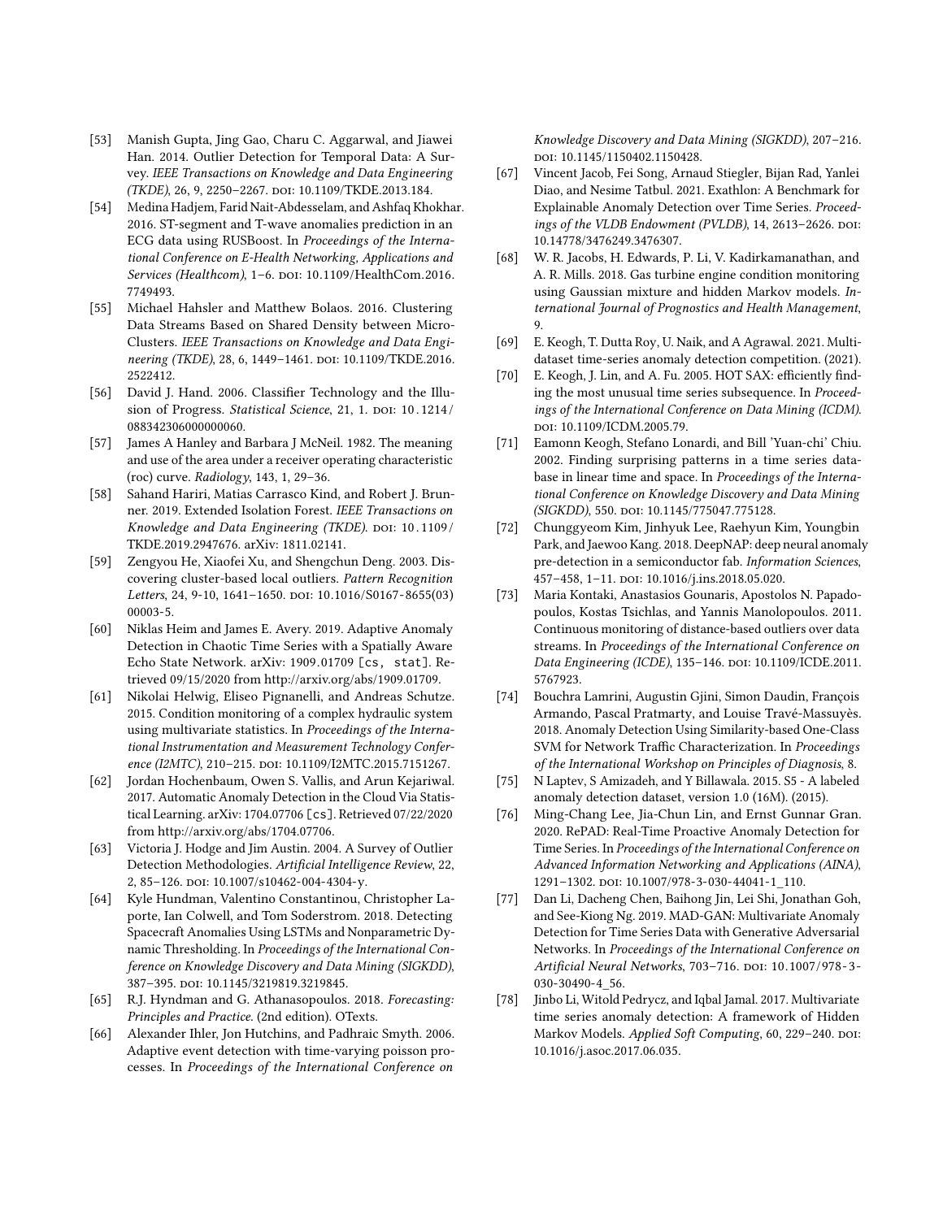- [53] Manish Gupta, Jing Gao, Charu C. Aggarwal, and Jiawei Han. 2014. Outlier Detection for Temporal Data: A Survey. *IEEE Transactions on Knowledge and Data Engineering (TKDE)*, 26, 9, 2250–2267. DOI: 10.1109/TKDE.2013.184.
- [54] Medina Hadjem, Farid Nait-Abdesselam, and Ashfaq Khokhar. 2016. ST-segment and T-wave anomalies prediction in an ECG data using RUSBoost. In *Proceedings of the International Conference on E-Health Networking, Applications and Services (Healthcom)*, 1–6. DOI: 10.1109/HealthCom.2016.7749493.
- [55] Michael Hahsler and Matthew Bolaos. 2016. Clustering Data Streams Based on Shared Density between Micro-Clusters. *IEEE Transactions on Knowledge and Data Engineering (TKDE)*, 28, 6, 1449–1461. DOI: 10.1109/TKDE.2016.2522412.
- [56] David J. Hand. 2006. Classifier Technology and the Illusion of Progress. *Statistical Science*, 21, 1. DOI: 10.1214/088342306000000060.
- [57] James A Hanley and Barbara J McNeil. 1982. The meaning and use of the area under a receiver operating characteristic (roc) curve. *Radiology*, 143, 1, 29–36.
- [58] Sahand Hariri, Matias Carrasco Kind, and Robert J. Brunner. 2019. Extended Isolation Forest. *IEEE Transactions on Knowledge and Data Engineering (TKDE)*. DOI: 10.1109/TKDE.2019.2947676. arXiv: 1811.02141.
- [59] Zengyou He, Xiaofei Xu, and Shengchun Deng. 2003. Discovering cluster-based local outliers. *Pattern Recognition Letters*, 24, 9-10, 1641–1650. DOI: 10.1016/S0167-8655(03)00003-5.
- [60] Niklas Heim and James E. Avery. 2019. Adaptive Anomaly Detection in Chaotic Time Series with a Spatially Aware Echo State Network. arXiv: 1909.01709 [cs, stat]. Retrieved 09/15/2020 from http://arxiv.org/abs/1909.01709.
- [61] Nikolai Helwig, Eliseo Pignanelli, and Andreas Schutze. 2015. Condition monitoring of a complex hydraulic system using multivariate statistics. In *Proceedings of the International Instrumentation and Measurement Technology Conference (I2MTC)*, 210–215. DOI: 10.1109/I2MTC.2015.7151267.
- [62] Jordan Hochenbaum, Owen S. Vallis, and Arun Kejariwal. 2017. Automatic Anomaly Detection in the Cloud Via Statistical Learning. arXiv: 1704.07706 [cs]. Retrieved 07/22/2020 from http://arxiv.org/abs/1704.07706.
- [63] Victoria J. Hodge and Jim Austin. 2004. A Survey of Outlier Detection Methodologies. *Artificial Intelligence Review*, 22, 2, 85–126. DOI: 10.1007/s10462-004-4304-y.
- [64] Kyle Hundman, Valentino Constantinou, Christopher Laporte, Ian Colwell, and Tom Soderstrom. 2018. Detecting Spacecraft Anomalies Using LSTMs and Nonparametric Dynamic Thresholding. In *Proceedings of the International Conference on Knowledge Discovery and Data Mining (SIGKDD)*, 387–395. DOI: 10.1145/3219819.3219845.
- [65] R.J. Hyndman and G. Athanasopoulos. 2018. *Forecasting: Principles and Practice*. (2nd edition). OTexts.
- [66] Alexander Ihler, Jon Hutchins, and Padhraic Smyth. 2006. Adaptive event detection with time-varying poisson processes. In *Proceedings of the International Conference on Knowledge Discovery and Data Mining (SIGKDD)*, 207–216. DOI: 10.1145/1150402.1150428.
- [67] Vincent Jacob, Fei Song, Arnaud Stiegler, Bijan Rad, Yanlei Diao, and Nesime Tatbul. 2021. Exathlon: A Benchmark for Explainable Anomaly Detection over Time Series. *Proceedings of the VLDB Endowment (PVLDB)*, 14, 2613–2626. DOI: 10.14778/3476249.3476307.
- [68] W. R. Jacobs, H. Edwards, P. Li, V. Kadirkamanathan, and A. R. Mills. 2018. Gas turbine engine condition monitoring using Gaussian mixture and hidden Markov models. *International Journal of Prognostics and Health Management*, 9.
- [69] E. Keogh, T. Dutta Roy, U. Naik, and A Agrawal. 2021. Multi-dataset time-series anomaly detection competition. (2021).
- [70] E. Keogh, J. Lin, and A. Fu. 2005. HOT SAX: efficiently finding the most unusual time series subsequence. In *Proceedings of the International Conference on Data Mining (ICDM)*. DOI: 10.1109/ICDM.2005.79.
- [71] Eamonn Keogh, Stefano Lonardi, and Bill 'Yuan-chi' Chiu. 2002. Finding surprising patterns in a time series database in linear time and space. In *Proceedings of the International Conference on Knowledge Discovery and Data Mining (SIGKDD)*, 550. DOI: 10.1145/775047.775128.
- [72] Chunggyeom Kim, Jinhyuk Lee, Raehyun Kim, Youngbin Park, and Jaewoo Kang. 2018. DeepNAP: deep neural anomaly pre-detection in a semiconductor fab. *Information Sciences*, 457–458, 1–11. DOI: 10.1016/j.ins.2018.05.020.
- [73] Maria Kontaki, Anastasios Gounaris, Apostolos N. Papadopoulos, Kostas Tsichlas, and Yannis Manolopoulos. 2011. Continuous monitoring of distance-based outliers over data streams. In *Proceedings of the International Conference on Data Engineering (ICDE)*, 135–146. DOI: 10.1109/ICDE.2011.5767923.
- [74] Bouchra Lamrini, Augustin Gjini, Simon Daudin, François Armando, Pascal Pratmarty, and Louise Travé-Massuyès. 2018. Anomaly Detection Using Similarity-based One-Class SVM for Network Traffic Characterization. In *Proceedings of the International Workshop on Principles of Diagnosis*, 8.
- [75] N Laptev, S Amizadeh, and Y Billawala. 2015. S5 - A labeled anomaly detection dataset, version 1.0 (16M). (2015).
- [76] Ming-Chang Lee, Jia-Chun Lin, and Ernst Gunnar Gran. 2020. RePAD: Real-Time Proactive Anomaly Detection for Time Series. In *Proceedings of the International Conference on Advanced Information Networking and Applications (AINA)*, 1291–1302. DOI: 10.1007/978-3-030-44041-1_110.
- [77] Dan Li, Dacheng Chen, Baihong Jin, Lei Shi, Jonathan Goh, and See-Kiong Ng. 2019. MAD-GAN: Multivariate Anomaly Detection for Time Series Data with Generative Adversarial Networks. In *Proceedings of the International Conference on Artificial Neural Networks*, 703–716. DOI: 10.1007/978-3-030-30490-4_56.
- [78] Jinbo Li, Witold Pedrycz, and Iqbal Jamal. 2017. Multivariate time series anomaly detection: A framework of Hidden Markov Models. *Applied Soft Computing*, 60, 229–240. DOI: 10.1016/j.asoc.2017.06.035.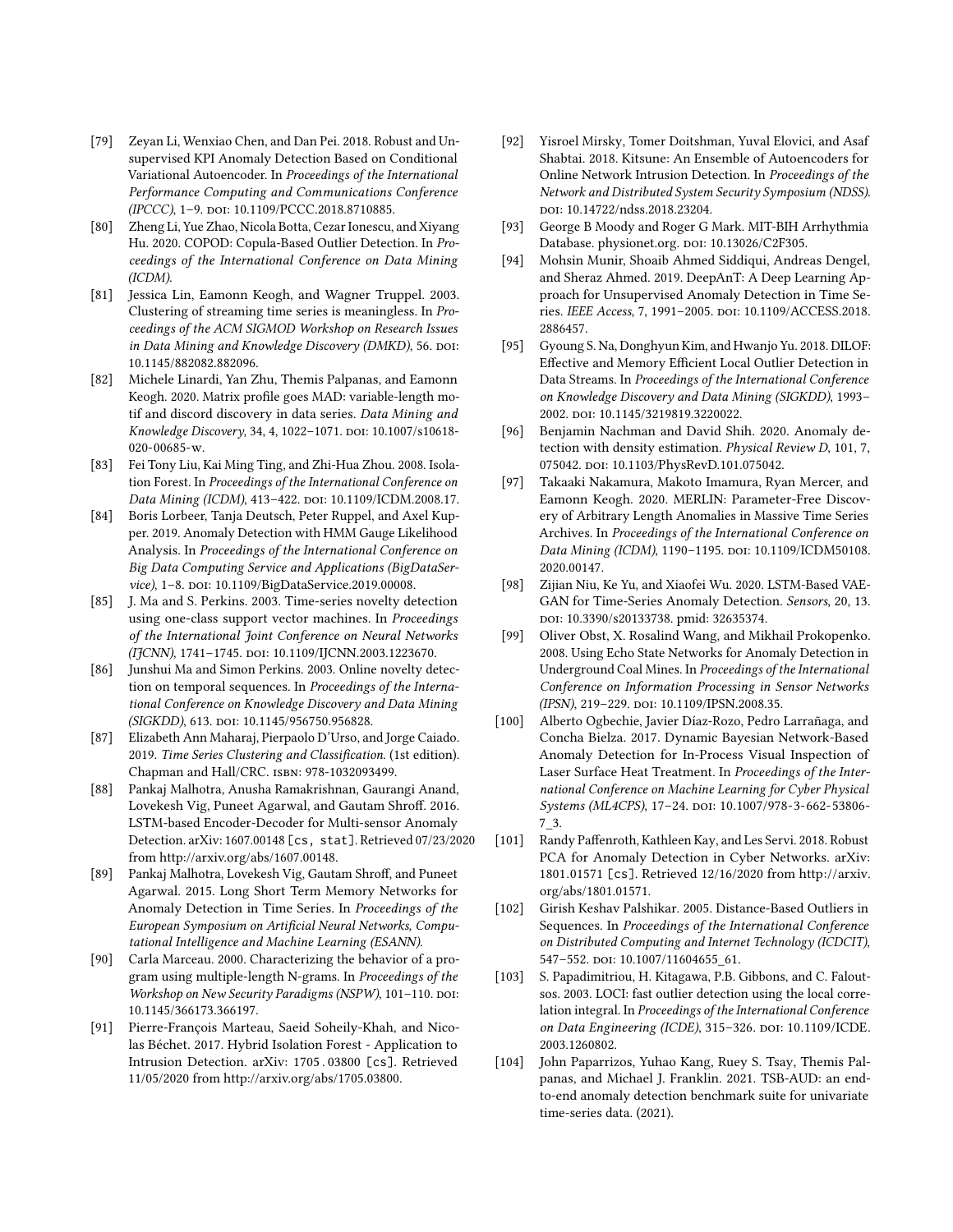[79] Zeyan Li, Wenxiao Chen, and Dan Pei. 2018. Robust and Unsupervised KPI Anomaly Detection Based on Conditional Variational Autoencoder. In *Proceedings of the International Performance Computing and Communications Conference (IPCCC)*, 1–9. DOI: 10.1109/PCCC.2018.8710885.

[80] Zheng Li, Yue Zhao, Nicola Botta, Cezar Ionescu, and Xiyang Hu. 2020. COPOD: Copula-Based Outlier Detection. In *Proceedings of the International Conference on Data Mining (ICDM)*.

[81] Jessica Lin, Eamonn Keogh, and Wagner Truppel. 2003. Clustering of streaming time series is meaningless. In *Proceedings of the ACM SIGMOD Workshop on Research Issues in Data Mining and Knowledge Discovery (DMKD)*, 56. DOI: 10.1145/882082.882096.

[82] Michele Linardi, Yan Zhu, Themis Palpanas, and Eamonn Keogh. 2020. Matrix profile goes MAD: variable-length motif and discord discovery in data series. *Data Mining and Knowledge Discovery*, 34, 4, 1022–1071. DOI: 10.1007/s10618-020-00685-w.

[83] Fei Tony Liu, Kai Ming Ting, and Zhi-Hua Zhou. 2008. Isolation Forest. In *Proceedings of the International Conference on Data Mining (ICDM)*, 413–422. DOI: 10.1109/ICDM.2008.17.

[84] Boris Lorbeer, Tanja Deutsch, Peter Ruppel, and Axel Kupper. 2019. Anomaly Detection with HMM Gauge Likelihood Analysis. In *Proceedings of the International Conference on Big Data Computing Service and Applications (BigDataService)*, 1–8. DOI: 10.1109/BigDataService.2019.00008.

[85] J. Ma and S. Perkins. 2003. Time-series novelty detection using one-class support vector machines. In *Proceedings of the International Joint Conference on Neural Networks (IJCNN)*, 1741–1745. DOI: 10.1109/IJCNN.2003.1223670.

[86] Junshui Ma and Simon Perkins. 2003. Online novelty detection on temporal sequences. In *Proceedings of the International Conference on Knowledge Discovery and Data Mining (SIGKDD)*, 613. DOI: 10.1145/956750.956828.

[87] Elizabeth Ann Maharaj, Pierpaolo D'Urso, and Jorge Caiado. 2019. *Time Series Clustering and Classification*. (1st edition). Chapman and Hall/CRC. ISBN: 978-1032093499.

[88] Pankaj Malhotra, Anusha Ramakrishnan, Gaurangi Anand, Lovekesh Vig, Puneet Agarwal, and Gautam Shroff. 2016. LSTM-based Encoder-Decoder for Multi-sensor Anomaly Detection. arXiv: 1607.00148 [cs, stat]. Retrieved 07/23/2020 from http://arxiv.org/abs/1607.00148.

[89] Pankaj Malhotra, Lovekesh Vig, Gautam Shroff, and Puneet Agarwal. 2015. Long Short Term Memory Networks for Anomaly Detection in Time Series. In *Proceedings of the European Symposium on Artificial Neural Networks, Computational Intelligence and Machine Learning (ESANN)*.

[90] Carla Marceau. 2000. Characterizing the behavior of a program using multiple-length N-grams. In *Proceedings of the Workshop on New Security Paradigms (NSPW)*, 101–110. DOI: 10.1145/366173.366197.

[91] Pierre-François Marteau, Saeid Soheily-Khah, and Nicolas Béchet. 2017. Hybrid Isolation Forest - Application to Intrusion Detection. arXiv: 1705.03800 [cs]. Retrieved 11/05/2020 from http://arxiv.org/abs/1705.03800.

[92] Yisroel Mirsky, Tomer Doitshman, Yuval Elovici, and Asaf Shabtai. 2018. Kitsune: An Ensemble of Autoencoders for Online Network Intrusion Detection. In *Proceedings of the Network and Distributed System Security Symposium (NDSS)*. DOI: 10.14722/ndss.2018.23204.

[93] George B Moody and Roger G Mark. MIT-BIH Arrhythmia Database. physionet.org. DOI: 10.13026/C2F305.

[94] Mohsin Munir, Shoaib Ahmed Siddiqui, Andreas Dengel, and Sheraz Ahmed. 2019. DeepAnT: A Deep Learning Approach for Unsupervised Anomaly Detection in Time Series. *IEEE Access*, 7, 1991–2005. DOI: 10.1109/ACCESS.2018.2886457.

[95] Gyoung S. Na, Donghyun Kim, and Hwanjo Yu. 2018. DILOF: Effective and Memory Efficient Local Outlier Detection in Data Streams. In *Proceedings of the International Conference on Knowledge Discovery and Data Mining (SIGKDD)*, 1993–2002. DOI: 10.1145/3219819.3220022.

[96] Benjamin Nachman and David Shih. 2020. Anomaly detection with density estimation. *Physical Review D*, 101, 7, 075042. DOI: 10.1103/PhysRevD.101.075042.

[97] Takaaki Nakamura, Makoto Imamura, Ryan Mercer, and Eamonn Keogh. 2020. MERLIN: Parameter-Free Discovery of Arbitrary Length Anomalies in Massive Time Series Archives. In *Proceedings of the International Conference on Data Mining (ICDM)*, 1190–1195. DOI: 10.1109/ICDM50108.2020.00147.

[98] Zijian Niu, Ke Yu, and Xiaofei Wu. 2020. LSTM-Based VAE-GAN for Time-Series Anomaly Detection. *Sensors*, 20, 13. DOI: 10.3390/s20133738. pmid: 32635374.

[99] Oliver Obst, X. Rosalind Wang, and Mikhail Prokopenko. 2008. Using Echo State Networks for Anomaly Detection in Underground Coal Mines. In *Proceedings of the International Conference on Information Processing in Sensor Networks (IPSN)*, 219–229. DOI: 10.1109/IPSN.2008.35.

[100] Alberto Ogbechie, Javier Díaz-Rozo, Pedro Larrañaga, and Concha Bielza. 2017. Dynamic Bayesian Network-Based Anomaly Detection for In-Process Visual Inspection of Laser Surface Heat Treatment. In *Proceedings of the International Conference on Machine Learning for Cyber Physical Systems (ML4CPS)*, 17–24. DOI: 10.1007/978-3-662-53806-7_3.

[101] Randy Paffenroth, Kathleen Kay, and Les Servi. 2018. Robust PCA for Anomaly Detection in Cyber Networks. arXiv: 1801.01571 [cs]. Retrieved 12/16/2020 from http://arxiv.org/abs/1801.01571.

[102] Girish Keshav Palshikar. 2005. Distance-Based Outliers in Sequences. In *Proceedings of the International Conference on Distributed Computing and Internet Technology (ICDCIT)*, 547–552. DOI: 10.1007/11604655_61.

[103] S. Papadimitriou, H. Kitagawa, P.B. Gibbons, and C. Faloutsos. 2003. LOCI: fast outlier detection using the local correlation integral. In *Proceedings of the International Conference on Data Engineering (ICDE)*, 315–326. DOI: 10.1109/ICDE.2003.1260802.

[104] John Paparrizos, Yuhao Kang, Ruey S. Tsay, Themis Palpanas, and Michael J. Franklin. 2021. TSB-AUD: an end-to-end anomaly detection benchmark suite for univariate time-series data. (2021).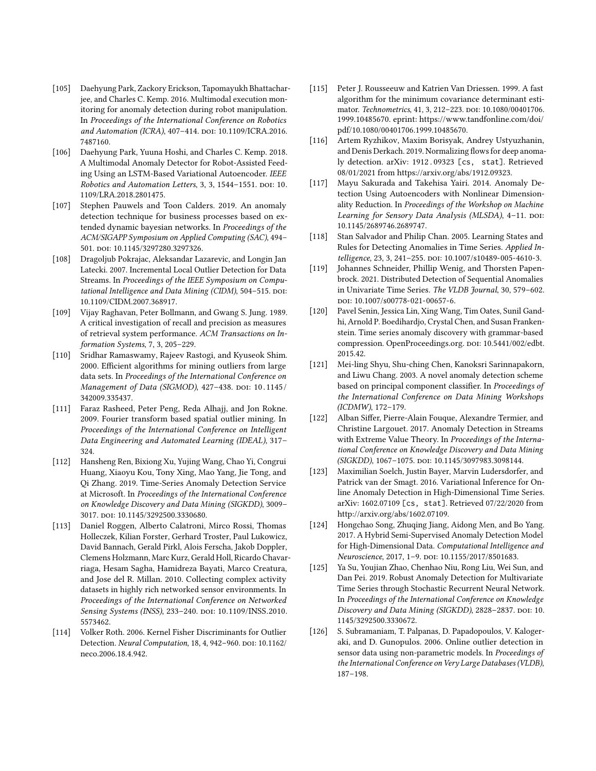- [105] Daehyung Park, Zackory Erickson, Tapomayukh Bhattacharjee, and Charles C. Kemp. 2016. Multimodal execution monitoring for anomaly detection during robot manipulation. In *Proceedings of the International Conference on Robotics and Automation (ICRA)*, 407–414. DOI: 10.1109/ICRA.2016.7487160.
- [106] Daehyung Park, Yuuna Hoshi, and Charles C. Kemp. 2018. A Multimodal Anomaly Detector for Robot-Assisted Feeding Using an LSTM-Based Variational Autoencoder. *IEEE Robotics and Automation Letters*, 3, 3, 1544–1551. DOI: 10.1109/LRA.2018.2801475.
- [107] Stephen Pauwels and Toon Calders. 2019. An anomaly detection technique for business processes based on extended dynamic bayesian networks. In *Proceedings of the ACM/SIGAPP Symposium on Applied Computing (SAC)*, 494–501. DOI: 10.1145/3297280.3297326.
- [108] Dragoljub Pokrajac, Aleksandar Lazarevic, and Longin Jan Latecki. 2007. Incremental Local Outlier Detection for Data Streams. In *Proceedings of the IEEE Symposium on Computational Intelligence and Data Mining (CIDM)*, 504–515. DOI: 10.1109/CIDM.2007.368917.
- [109] Vijay Raghavan, Peter Bollmann, and Gwang S. Jung. 1989. A critical investigation of recall and precision as measures of retrieval system performance. *ACM Transactions on Information Systems*, 7, 3, 205–229.
- [110] Sridhar Ramaswamy, Rajeev Rastogi, and Kyuseok Shim. 2000. Efficient algorithms for mining outliers from large data sets. In *Proceedings of the International Conference on Management of Data (SIGMOD)*, 427–438. DOI: 10.1145/342009.335437.
- [111] Faraz Rasheed, Peter Peng, Reda Alhajj, and Jon Rokne. 2009. Fourier transform based spatial outlier mining. In *Proceedings of the International Conference on Intelligent Data Engineering and Automated Learning (IDEAL)*, 317–324.
- [112] Hansheng Ren, Bixiong Xu, Yujing Wang, Chao Yi, Congrui Huang, Xiaoyu Kou, Tony Xing, Mao Yang, Jie Tong, and Qi Zhang. 2019. Time-Series Anomaly Detection Service at Microsoft. In *Proceedings of the International Conference on Knowledge Discovery and Data Mining (SIGKDD)*, 3009–3017. DOI: 10.1145/3292500.3330680.
- [113] Daniel Roggen, Alberto Calatroni, Mirco Rossi, Thomas Holleczek, Kilian Forster, Gerhard Troster, Paul Lukowicz, David Bannach, Gerald Pirkl, Alois Ferscha, Jakob Doppler, Clemens Holzmann, Marc Kurz, Gerald Holl, Ricardo Chavarriaga, Hesam Sagha, Hamidreza Bayati, Marco Creatura, and Jose del R. Millan. 2010. Collecting complex activity datasets in highly rich networked sensor environments. In *Proceedings of the International Conference on Networked Sensing Systems (INSS)*, 233–240. DOI: 10.1109/INSS.2010.5573462.
- [114] Volker Roth. 2006. Kernel Fisher Discriminants for Outlier Detection. *Neural Computation*, 18, 4, 942–960. DOI: 10.1162/neco.2006.18.4.942.
- [115] Peter J. Rousseeuw and Katrien Van Driessen. 1999. A fast algorithm for the minimum covariance determinant estimator. *Technometrics*, 41, 3, 212–223. DOI: 10.1080/00401706.1999.10485670. eprint: https://www.tandfonline.com/doi/pdf/10.1080/00401706.1999.10485670.
- [116] Artem Ryzhikov, Maxim Borisyak, Andrey Ustyuzhanin, and Denis Derkach. 2019. Normalizing flows for deep anomaly detection. arXiv: 1912.09323 [cs, stat]. Retrieved 08/01/2021 from https://arxiv.org/abs/1912.09323.
- [117] Mayu Sakurada and Takehisa Yairi. 2014. Anomaly Detection Using Autoencoders with Nonlinear Dimensionality Reduction. In *Proceedings of the Workshop on Machine Learning for Sensory Data Analysis (MLSDA)*, 4–11. DOI: 10.1145/2689746.2689747.
- [118] Stan Salvador and Philip Chan. 2005. Learning States and Rules for Detecting Anomalies in Time Series. *Applied Intelligence*, 23, 3, 241–255. DOI: 10.1007/s10489-005-4610-3.
- [119] Johannes Schneider, Phillip Wenig, and Thorsten Papenbrock. 2021. Distributed Detection of Sequential Anomalies in Univariate Time Series. *The VLDB Journal*, 30, 579–602. DOI: 10.1007/s00778-021-00657-6.
- [120] Pavel Senin, Jessica Lin, Xing Wang, Tim Oates, Sunil Gandhi, Arnold P. Boedihardjo, Crystal Chen, and Susan Frankenstein. Time series anomaly discovery with grammar-based compression. OpenProceedings.org. DOI: 10.5441/002/edbt.2015.42.
- [121] Mei-ling Shyu, Shu-ching Chen, Kanoksri Sarinnapakorn, and Liwu Chang. 2003. A novel anomaly detection scheme based on principal component classifier. In *Proceedings of the International Conference on Data Mining Workshops (ICDMW)*, 172–179.
- [122] Alban Siffer, Pierre-Alain Fouque, Alexandre Termier, and Christine Largouet. 2017. Anomaly Detection in Streams with Extreme Value Theory. In *Proceedings of the International Conference on Knowledge Discovery and Data Mining (SIGKDD)*, 1067–1075. DOI: 10.1145/3097983.3098144.
- [123] Maximilian Soelch, Justin Bayer, Marvin Ludersdorfer, and Patrick van der Smagt. 2016. Variational Inference for On-line Anomaly Detection in High-Dimensional Time Series. arXiv: 1602.07109 [cs, stat]. Retrieved 07/22/2020 from http://arxiv.org/abs/1602.07109.
- [124] Hongchao Song, Zhuqing Jiang, Aidong Men, and Bo Yang. 2017. A Hybrid Semi-Supervised Anomaly Detection Model for High-Dimensional Data. *Computational Intelligence and Neuroscience*, 2017, 1–9. DOI: 10.1155/2017/8501683.
- [125] Ya Su, Youjian Zhao, Chenhao Niu, Rong Liu, Wei Sun, and Dan Pei. 2019. Robust Anomaly Detection for Multivariate Time Series through Stochastic Recurrent Neural Network. In *Proceedings of the International Conference on Knowledge Discovery and Data Mining (SIGKDD)*, 2828–2837. DOI: 10.1145/3292500.3330672.
- [126] S. Subramaniam, T. Palpanas, D. Papadopoulos, V. Kalogeraki, and D. Gunopulos. 2006. Online outlier detection in sensor data using non-parametric models. In *Proceedings of the International Conference on Very Large Databases (VLDB)*, 187–198.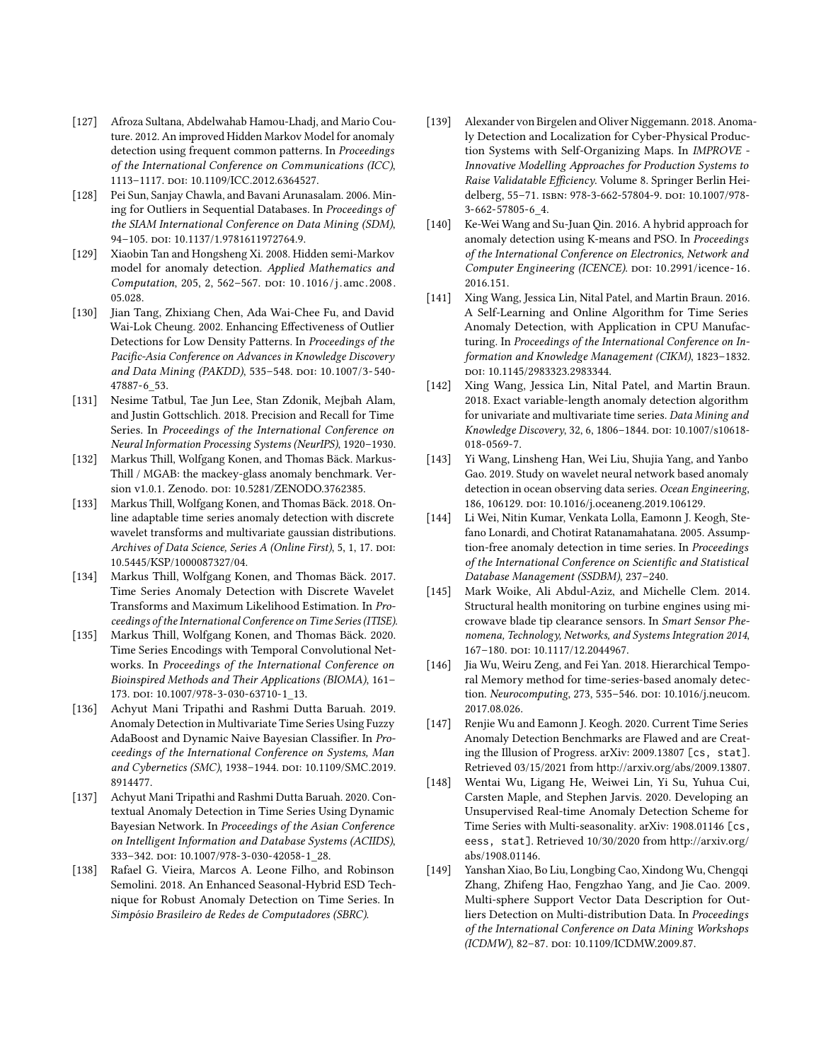[127] Afroza Sultana, Abdelwahab Hamou-Lhadj, and Mario Couture. 2012. An improved Hidden Markov Model for anomaly detection using frequent common patterns. In *Proceedings of the International Conference on Communications (ICC)*, 1113–1117. DOI: 10.1109/ICC.2012.6364527.

[128] Pei Sun, Sanjay Chawla, and Bavani Arunasalam. 2006. Mining for Outliers in Sequential Databases. In *Proceedings of the SIAM International Conference on Data Mining (SDM)*, 94–105. DOI: 10.1137/1.9781611972764.9.

[129] Xiaobin Tan and Hongsheng Xi. 2008. Hidden semi-Markov model for anomaly detection. *Applied Mathematics and Computation*, 205, 2, 562–567. DOI: 10.1016/j.amc.2008.05.028.

[130] Jian Tang, Zhixiang Chen, Ada Wai-Chee Fu, and David Wai-Lok Cheung. 2002. Enhancing Effectiveness of Outlier Detections for Low Density Patterns. In *Proceedings of the Pacific-Asia Conference on Advances in Knowledge Discovery and Data Mining (PAKDD)*, 535–548. DOI: 10.1007/3-540-47887-6_53.

[131] Nesime Tatbul, Tae Jun Lee, Stan Zdonik, Mejbah Alam, and Justin Gottschlich. 2018. Precision and Recall for Time Series. In *Proceedings of the International Conference on Neural Information Processing Systems (NeurIPS)*, 1920–1930.

[132] Markus Thill, Wolfgang Konen, and Thomas Bäck. Markus-Thill / MGAB: the mackey-glass anomaly benchmark. Version v1.0.1. Zenodo. DOI: 10.5281/ZENODO.3762385.

[133] Markus Thill, Wolfgang Konen, and Thomas Bäck. 2018. Online adaptable time series anomaly detection with discrete wavelet transforms and multivariate gaussian distributions. *Archives of Data Science, Series A (Online First)*, 5, 1, 17. DOI: 10.5445/KSP/1000087327/04.

[134] Markus Thill, Wolfgang Konen, and Thomas Bäck. 2017. Time Series Anomaly Detection with Discrete Wavelet Transforms and Maximum Likelihood Estimation. In *Proceedings of the International Conference on Time Series (ITISE)*.

[135] Markus Thill, Wolfgang Konen, and Thomas Bäck. 2020. Time Series Encodings with Temporal Convolutional Networks. In *Proceedings of the International Conference on Bioinspired Methods and Their Applications (BIOMA)*, 161–173. DOI: 10.1007/978-3-030-63710-1_13.

[136] Achyut Mani Tripathi and Rashmi Dutta Baruah. 2019. Anomaly Detection in Multivariate Time Series Using Fuzzy AdaBoost and Dynamic Naive Bayesian Classifier. In *Proceedings of the International Conference on Systems, Man and Cybernetics (SMC)*, 1938–1944. DOI: 10.1109/SMC.2019.8914477.

[137] Achyut Mani Tripathi and Rashmi Dutta Baruah. 2020. Contextual Anomaly Detection in Time Series Using Dynamic Bayesian Network. In *Proceedings of the Asian Conference on Intelligent Information and Database Systems (ACIIDS)*, 333–342. DOI: 10.1007/978-3-030-42058-1_28.

[138] Rafael G. Vieira, Marcos A. Leone Filho, and Robinson Semolini. 2018. An Enhanced Seasonal-Hybrid ESD Technique for Robust Anomaly Detection on Time Series. In *Simpósio Brasileiro de Redes de Computadores (SBRC)*.

[139] Alexander von Birgelen and Oliver Niggemann. 2018. Anomaly Detection and Localization for Cyber-Physical Production Systems with Self-Organizing Maps. In *IMPROVE - Innovative Modelling Approaches for Production Systems to Raise Validatable Efficiency*. Volume 8. Springer Berlin Heidelberg, 55–71. ISBN: 978-3-662-57804-9. DOI: 10.1007/978-3-662-57805-6_4.

[140] Ke-Wei Wang and Su-Juan Qin. 2016. A hybrid approach for anomaly detection using K-means and PSO. In *Proceedings of the International Conference on Electronics, Network and Computer Engineering (ICENCE)*. DOI: 10.2991/icence-16.2016.151.

[141] Xing Wang, Jessica Lin, Nital Patel, and Martin Braun. 2016. A Self-Learning and Online Algorithm for Time Series Anomaly Detection, with Application in CPU Manufacturing. In *Proceedings of the International Conference on Information and Knowledge Management (CIKM)*, 1823–1832. DOI: 10.1145/2983323.2983344.

[142] Xing Wang, Jessica Lin, Nital Patel, and Martin Braun. 2018. Exact variable-length anomaly detection algorithm for univariate and multivariate time series. *Data Mining and Knowledge Discovery*, 32, 6, 1806–1844. DOI: 10.1007/s10618-018-0569-7.

[143] Yi Wang, Linsheng Han, Wei Liu, Shujia Yang, and Yanbo Gao. 2019. Study on wavelet neural network based anomaly detection in ocean observing data series. *Ocean Engineering*, 186, 106129. DOI: 10.1016/j.oceaneng.2019.106129.

[144] Li Wei, Nitin Kumar, Venkata Lolla, Eamonn J. Keogh, Stefano Lonardi, and Chotirat Ratanamahatana. 2005. Assumption-free anomaly detection in time series. In *Proceedings of the International Conference on Scientific and Statistical Database Management (SSDBM)*, 237–240.

[145] Mark Woike, Ali Abdul-Aziz, and Michelle Clem. 2014. Structural health monitoring on turbine engines using microwave blade tip clearance sensors. In *Smart Sensor Phenomena, Technology, Networks, and Systems Integration 2014*, 167–180. DOI: 10.1117/12.2044967.

[146] Jia Wu, Weiru Zeng, and Fei Yan. 2018. Hierarchical Temporal Memory method for time-series-based anomaly detection. *Neurocomputing*, 273, 535–546. DOI: 10.1016/j.neucom.2017.08.026.

[147] Renjie Wu and Eamonn J. Keogh. 2020. Current Time Series Anomaly Detection Benchmarks are Flawed and are Creating the Illusion of Progress. arXiv: 2009.13807 [cs, stat]. Retrieved 03/15/2021 from http://arxiv.org/abs/2009.13807.

[148] Wentai Wu, Ligang He, Weiwei Lin, Yi Su, Yuhua Cui, Carsten Maple, and Stephen Jarvis. 2020. Developing an Unsupervised Real-time Anomaly Detection Scheme for Time Series with Multi-seasonality. arXiv: 1908.01146 [cs, eess, stat]. Retrieved 10/30/2020 from http://arxiv.org/abs/1908.01146.

[149] Yanshan Xiao, Bo Liu, Longbing Cao, Xindong Wu, Chengqi Zhang, Zhifeng Hao, Fengzhao Yang, and Jie Cao. 2009. Multi-sphere Support Vector Data Description for Outliers Detection on Multi-distribution Data. In *Proceedings of the International Conference on Data Mining Workshops (ICDMW)*, 82–87. DOI: 10.1109/ICDMW.2009.87.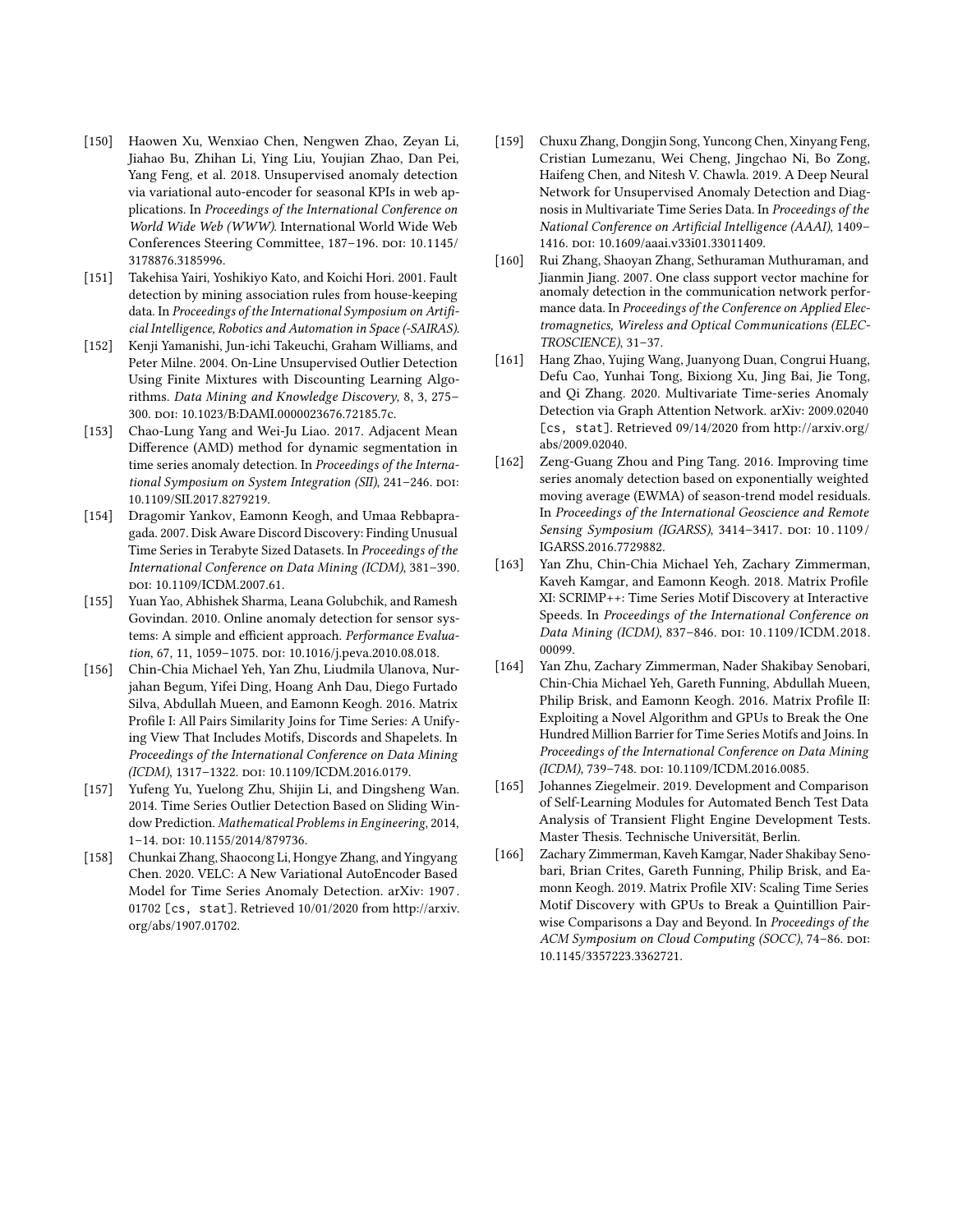[150] Haowen Xu, Wenxiao Chen, Nengwen Zhao, Zeyan Li, Jiahao Bu, Zhihan Li, Ying Liu, Youjian Zhao, Dan Pei, Yang Feng, et al. 2018. Unsupervised anomaly detection via variational auto-encoder for seasonal KPIs in web applications. In *Proceedings of the International Conference on World Wide Web (WWW)*. International World Wide Web Conferences Steering Committee, 187–196. DOI: 10.1145/3178876.3185996.

[151] Takehisa Yairi, Yoshikiyo Kato, and Koichi Hori. 2001. Fault detection by mining association rules from house-keeping data. In *Proceedings of the International Symposium on Artificial Intelligence, Robotics and Automation in Space (-SAIRAS)*.

[152] Kenji Yamanishi, Jun-ichi Takeuchi, Graham Williams, and Peter Milne. 2004. On-Line Unsupervised Outlier Detection Using Finite Mixtures with Discounting Learning Algorithms. *Data Mining and Knowledge Discovery*, 8, 3, 275–300. DOI: 10.1023/B:DAMI.0000023676.72185.7c.

[153] Chao-Lung Yang and Wei-Ju Liao. 2017. Adjacent Mean Difference (AMD) method for dynamic segmentation in time series anomaly detection. In *Proceedings of the International Symposium on System Integration (SII)*, 241–246. DOI: 10.1109/SII.2017.8279219.

[154] Dragomir Yankov, Eamonn Keogh, and Umaa Rebbapragada. 2007. Disk Aware Discord Discovery: Finding Unusual Time Series in Terabyte Sized Datasets. In *Proceedings of the International Conference on Data Mining (ICDM)*, 381–390. DOI: 10.1109/ICDM.2007.61.

[155] Yuan Yao, Abhishek Sharma, Leana Golubchik, and Ramesh Govindan. 2010. Online anomaly detection for sensor systems: A simple and efficient approach. *Performance Evaluation*, 67, 11, 1059–1075. DOI: 10.1016/j.peva.2010.08.018.

[156] Chin-Chia Michael Yeh, Yan Zhu, Liudmila Ulanova, Nurjahan Begum, Yifei Ding, Hoang Anh Dau, Diego Furtado Silva, Abdullah Mueen, and Eamonn Keogh. 2016. Matrix Profile I: All Pairs Similarity Joins for Time Series: A Unifying View That Includes Motifs, Discords and Shapelets. In *Proceedings of the International Conference on Data Mining (ICDM)*, 1317–1322. DOI: 10.1109/ICDM.2016.0179.

[157] Yufeng Yu, Yuelong Zhu, Shijin Li, and Dingsheng Wan. 2014. Time Series Outlier Detection Based on Sliding Window Prediction. *Mathematical Problems in Engineering*, 2014, 1–14. DOI: 10.1155/2014/879736.

[158] Chunkai Zhang, Shaocong Li, Hongye Zhang, and Yingyang Chen. 2020. VELC: A New Variational AutoEncoder Based Model for Time Series Anomaly Detection. arXiv: 1907.01702 [cs, stat]. Retrieved 10/01/2020 from http://arxiv.org/abs/1907.01702.

[159] Chuxu Zhang, Dongjin Song, Yuncong Chen, Xinyang Feng, Cristian Lumezanu, Wei Cheng, Jingchao Ni, Bo Zong, Haifeng Chen, and Nitesh V. Chawla. 2019. A Deep Neural Network for Unsupervised Anomaly Detection and Diagnosis in Multivariate Time Series Data. In *Proceedings of the National Conference on Artificial Intelligence (AAAI)*, 1409–1416. DOI: 10.1609/aaai.v33i01.33011409.

[160] Rui Zhang, Shaoyan Zhang, Sethuraman Muthuraman, and Jianmin Jiang. 2007. One class support vector machine for anomaly detection in the communication network performance data. In *Proceedings of the Conference on Applied Electromagnetics, Wireless and Optical Communications (ELECTROSCIENCE)*, 31–37.

[161] Hang Zhao, Yujing Wang, Juanyong Duan, Congrui Huang, Defu Cao, Yunhai Tong, Bixiong Xu, Jing Bai, Jie Tong, and Qi Zhang. 2020. Multivariate Time-series Anomaly Detection via Graph Attention Network. arXiv: 2009.02040 [cs, stat]. Retrieved 09/14/2020 from http://arxiv.org/abs/2009.02040.

[162] Zeng-Guang Zhou and Ping Tang. 2016. Improving time series anomaly detection based on exponentially weighted moving average (EWMA) of season-trend model residuals. In *Proceedings of the International Geoscience and Remote Sensing Symposium (IGARSS)*, 3414–3417. DOI: 10.1109/IGARSS.2016.7729882.

[163] Yan Zhu, Chin-Chia Michael Yeh, Zachary Zimmerman, Kaveh Kamgar, and Eamonn Keogh. 2018. Matrix Profile XI: SCRIMP++: Time Series Motif Discovery at Interactive Speeds. In *Proceedings of the International Conference on Data Mining (ICDM)*, 837–846. DOI: 10.1109/ICDM.2018.00099.

[164] Yan Zhu, Zachary Zimmerman, Nader Shakibay Senobari, Chin-Chia Michael Yeh, Gareth Funning, Abdullah Mueen, Philip Brisk, and Eamonn Keogh. 2016. Matrix Profile II: Exploiting a Novel Algorithm and GPUs to Break the One Hundred Million Barrier for Time Series Motifs and Joins. In *Proceedings of the International Conference on Data Mining (ICDM)*, 739–748. DOI: 10.1109/ICDM.2016.0085.

[165] Johannes Ziegelmeir. 2019. Development and Comparison of Self-Learning Modules for Automated Bench Test Data Analysis of Transient Flight Engine Development Tests. Master Thesis. Technische Universität, Berlin.

[166] Zachary Zimmerman, Kaveh Kamgar, Nader Shakibay Senobari, Brian Crites, Gareth Funning, Philip Brisk, and Eamonn Keogh. 2019. Matrix Profile XIV: Scaling Time Series Motif Discovery with GPUs to Break a Quintillion Pairwise Comparisons a Day and Beyond. In *Proceedings of the ACM Symposium on Cloud Computing (SOCC)*, 74–86. DOI: 10.1145/3357223.3362721.